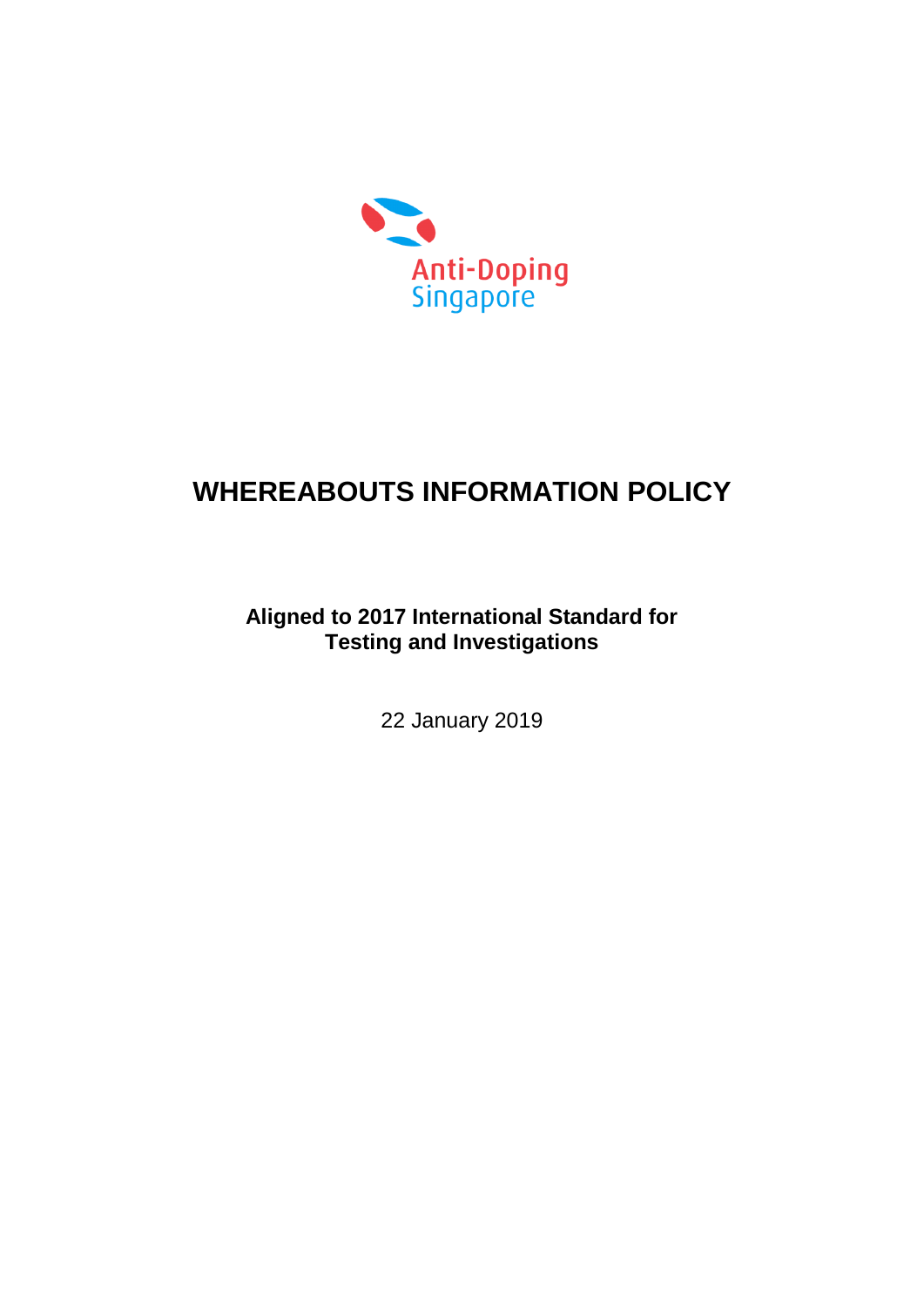Anti-Doping Singapore

# WHEREABOUTS INFORMATION POLICY

**Aligned to 2017 International Standard for Testing and Investigations**

22 January 2019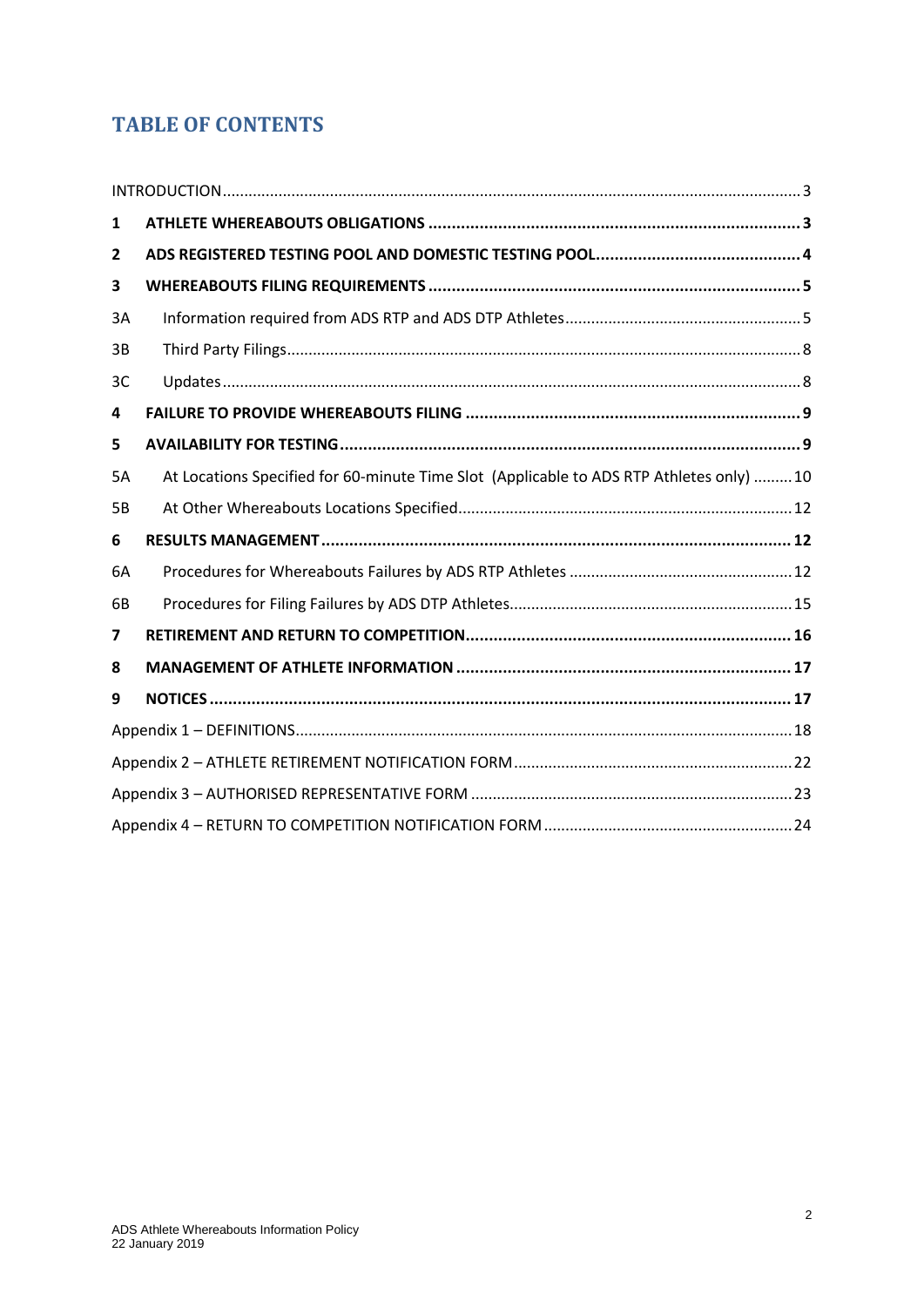# TABLE OF CONTENTS

| | | |
|---|---|---|
| INTRODUCTION | | 3 |
| **1** | **ATHLETE WHEREABOUTS OBLIGATIONS** | **3** |
| **2** | **ADS REGISTERED TESTING POOL AND DOMESTIC TESTING POOL** | **4** |
| **3** | **WHEREABOUTS FILING REQUIREMENTS** | **5** |
| 3A | Information required from ADS RTP and ADS DTP Athletes | 5 |
| 3B | Third Party Filings | 8 |
| 3C | Updates | 8 |
| **4** | **FAILURE TO PROVIDE WHEREABOUTS FILING** | **9** |
| **5** | **AVAILABILITY FOR TESTING** | **9** |
| 5A | At Locations Specified for 60-minute Time Slot (Applicable to ADS RTP Athletes only) | 10 |
| 5B | At Other Whereabouts Locations Specified | 12 |
| **6** | **RESULTS MANAGEMENT** | **12** |
| 6A | Procedures for Whereabouts Failures by ADS RTP Athletes | 12 |
| 6B | Procedures for Filing Failures by ADS DTP Athletes | 15 |
| **7** | **RETIREMENT AND RETURN TO COMPETITION** | **16** |
| **8** | **MANAGEMENT OF ATHLETE INFORMATION** | **17** |
| **9** | **NOTICES** | **17** |
| Appendix 1 – DEFINITIONS | | 18 |
| Appendix 2 – ATHLETE RETIREMENT NOTIFICATION FORM | | 22 |
| Appendix 3 – AUTHORISED REPRESENTATIVE FORM | | 23 |
| Appendix 4 – RETURN TO COMPETITION NOTIFICATION FORM | | 24 |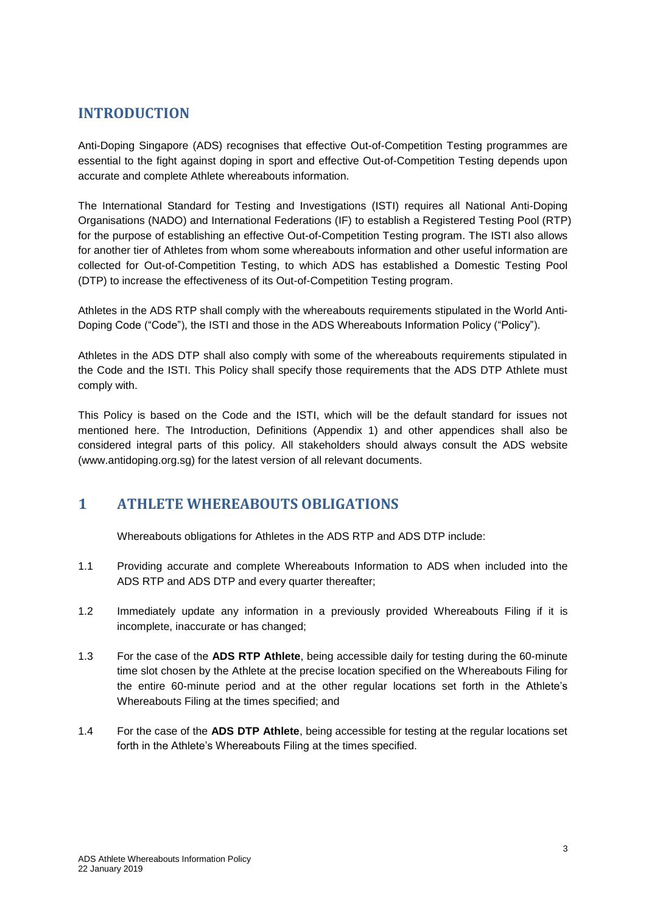## INTRODUCTION

Anti-Doping Singapore (ADS) recognises that effective Out-of-Competition Testing programmes are essential to the fight against doping in sport and effective Out-of-Competition Testing depends upon accurate and complete Athlete whereabouts information.

The International Standard for Testing and Investigations (ISTI) requires all National Anti-Doping Organisations (NADO) and International Federations (IF) to establish a Registered Testing Pool (RTP) for the purpose of establishing an effective Out-of-Competition Testing program. The ISTI also allows for another tier of Athletes from whom some whereabouts information and other useful information are collected for Out-of-Competition Testing, to which ADS has established a Domestic Testing Pool (DTP) to increase the effectiveness of its Out-of-Competition Testing program.

Athletes in the ADS RTP shall comply with the whereabouts requirements stipulated in the World Anti-Doping Code ("Code"), the ISTI and those in the ADS Whereabouts Information Policy ("Policy").

Athletes in the ADS DTP shall also comply with some of the whereabouts requirements stipulated in the Code and the ISTI. This Policy shall specify those requirements that the ADS DTP Athlete must comply with.

This Policy is based on the Code and the ISTI, which will be the default standard for issues not mentioned here. The Introduction, Definitions (Appendix 1) and other appendices shall also be considered integral parts of this policy. All stakeholders should always consult the ADS website (www.antidoping.org.sg) for the latest version of all relevant documents.

## 1 ATHLETE WHEREABOUTS OBLIGATIONS

Whereabouts obligations for Athletes in the ADS RTP and ADS DTP include:

1.1 Providing accurate and complete Whereabouts Information to ADS when included into the ADS RTP and ADS DTP and every quarter thereafter;

1.2 Immediately update any information in a previously provided Whereabouts Filing if it is incomplete, inaccurate or has changed;

1.3 For the case of the **ADS RTP Athlete**, being accessible daily for testing during the 60-minute time slot chosen by the Athlete at the precise location specified on the Whereabouts Filing for the entire 60-minute period and at the other regular locations set forth in the Athlete's Whereabouts Filing at the times specified; and

1.4 For the case of the **ADS DTP Athlete**, being accessible for testing at the regular locations set forth in the Athlete's Whereabouts Filing at the times specified.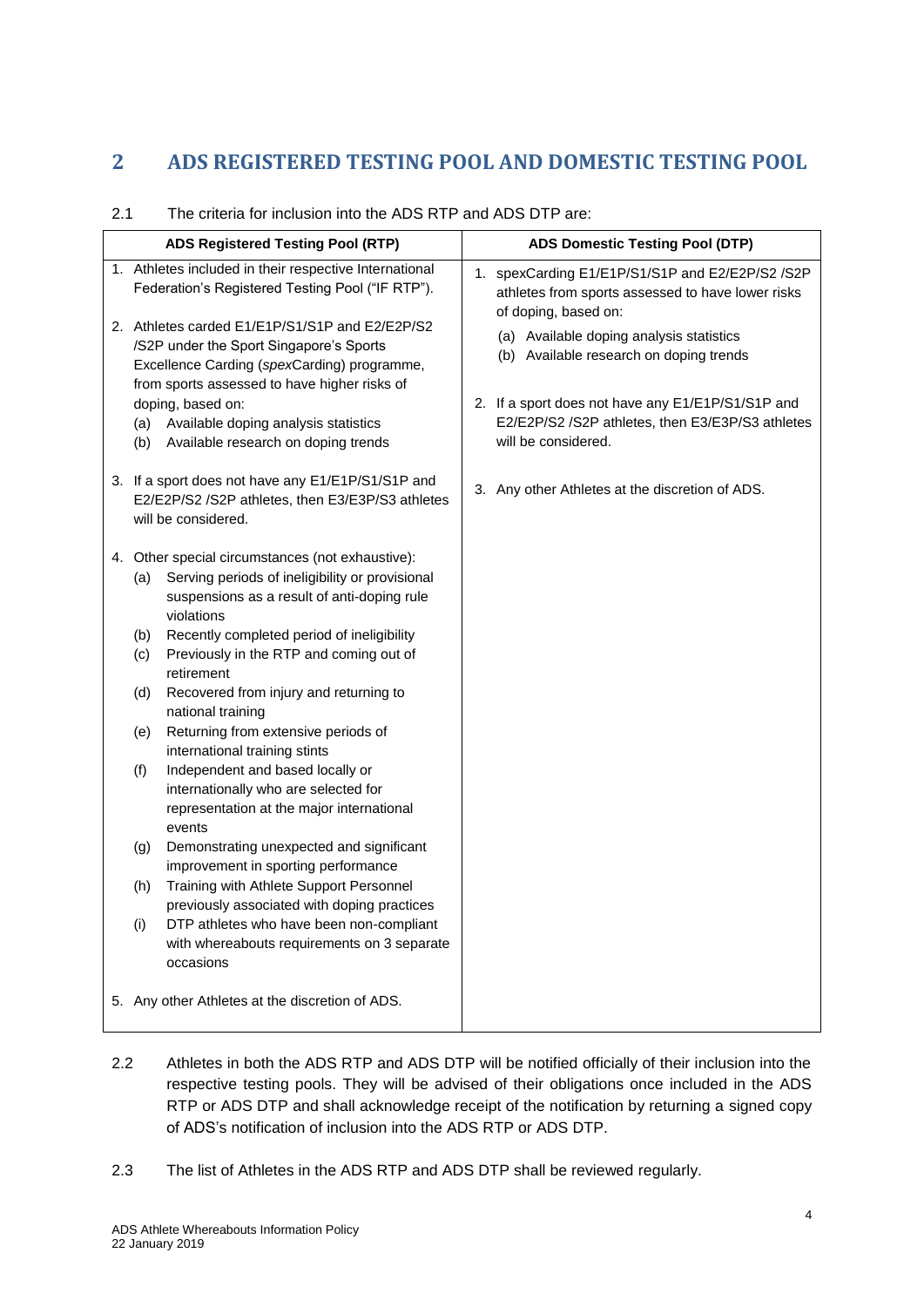## 2 ADS REGISTERED TESTING POOL AND DOMESTIC TESTING POOL

2.1 The criteria for inclusion into the ADS RTP and ADS DTP are:

| ADS Registered Testing Pool (RTP) | ADS Domestic Testing Pool (DTP) |
|---|---|
| 1. Athletes included in their respective International Federation's Registered Testing Pool ("IF RTP").<br><br>2. Athletes carded E1/E1P/S1/S1P and E2/E2P/S2 /S2P under the Sport Singapore's Sports Excellence Carding (*spex*Carding) programme, from sports assessed to have higher risks of doping, based on:<br>(a) Available doping analysis statistics<br>(b) Available research on doping trends<br><br>3. If a sport does not have any E1/E1P/S1/S1P and E2/E2P/S2 /S2P athletes, then E3/E3P/S3 athletes will be considered.<br><br>4. Other special circumstances (not exhaustive):<br>(a) Serving periods of ineligibility or provisional suspensions as a result of anti-doping rule violations<br>(b) Recently completed period of ineligibility<br>(c) Previously in the RTP and coming out of retirement<br>(d) Recovered from injury and returning to national training<br>(e) Returning from extensive periods of international training stints<br>(f) Independent and based locally or internationally who are selected for representation at the major international events<br>(g) Demonstrating unexpected and significant improvement in sporting performance<br>(h) Training with Athlete Support Personnel previously associated with doping practices<br>(i) DTP athletes who have been non-compliant with whereabouts requirements on 3 separate occasions<br><br>5. Any other Athletes at the discretion of ADS. | 1. spexCarding E1/E1P/S1/S1P and E2/E2P/S2 /S2P athletes from sports assessed to have lower risks of doping, based on:<br>(a) Available doping analysis statistics<br>(b) Available research on doping trends<br><br>2. If a sport does not have any E1/E1P/S1/S1P and E2/E2P/S2 /S2P athletes, then E3/E3P/S3 athletes will be considered.<br><br>3. Any other Athletes at the discretion of ADS. |

2.2 Athletes in both the ADS RTP and ADS DTP will be notified officially of their inclusion into the respective testing pools. They will be advised of their obligations once included in the ADS RTP or ADS DTP and shall acknowledge receipt of the notification by returning a signed copy of ADS's notification of inclusion into the ADS RTP or ADS DTP.

2.3 The list of Athletes in the ADS RTP and ADS DTP shall be reviewed regularly.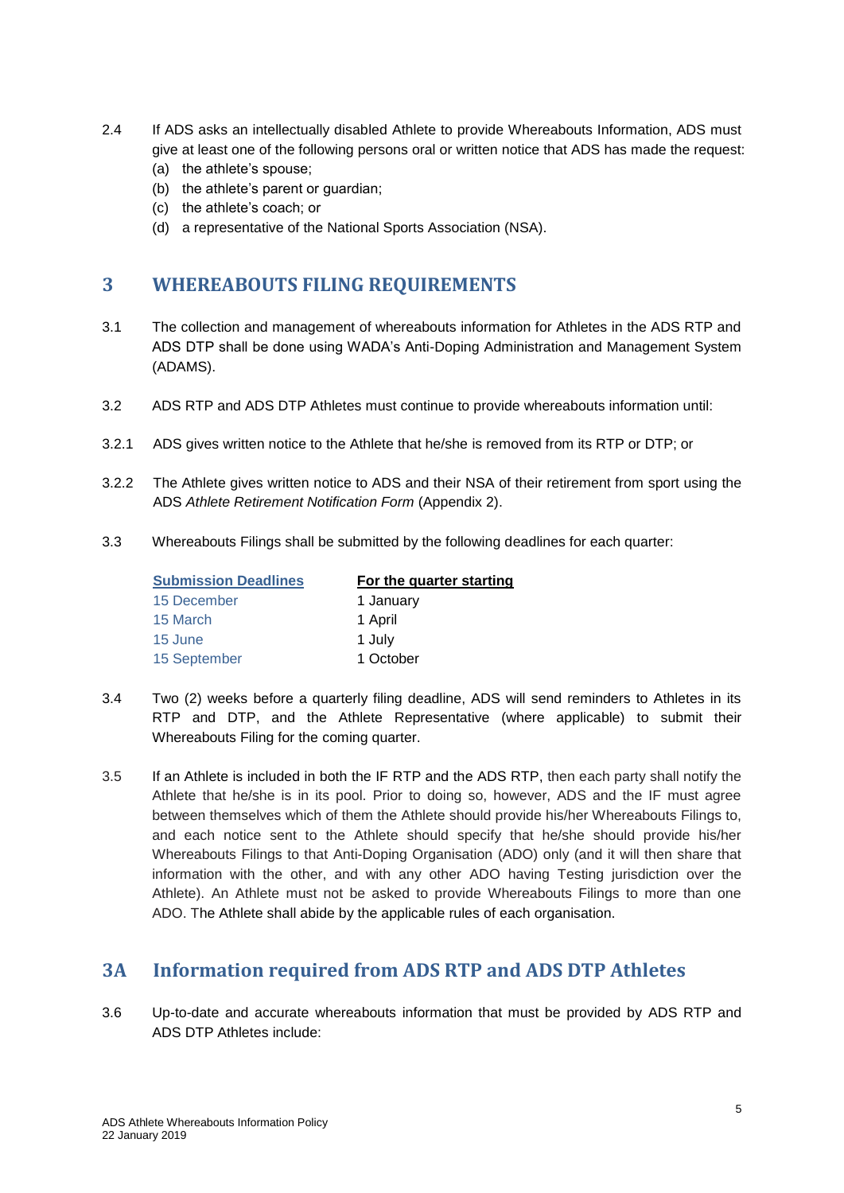2.4 If ADS asks an intellectually disabled Athlete to provide Whereabouts Information, ADS must give at least one of the following persons oral or written notice that ADS has made the request:

(a) the athlete's spouse;
(b) the athlete's parent or guardian;
(c) the athlete's coach; or
(d) a representative of the National Sports Association (NSA).

## 3 WHEREABOUTS FILING REQUIREMENTS

3.1 The collection and management of whereabouts information for Athletes in the ADS RTP and ADS DTP shall be done using WADA's Anti-Doping Administration and Management System (ADAMS).

3.2 ADS RTP and ADS DTP Athletes must continue to provide whereabouts information until:

3.2.1 ADS gives written notice to the Athlete that he/she is removed from its RTP or DTP; or

3.2.2 The Athlete gives written notice to ADS and their NSA of their retirement from sport using the ADS *Athlete Retirement Notification Form* (Appendix 2).

3.3 Whereabouts Filings shall be submitted by the following deadlines for each quarter:

| Submission Deadlines | For the quarter starting |
|---|---|
| 15 December | 1 January |
| 15 March | 1 April |
| 15 June | 1 July |
| 15 September | 1 October |

3.4 Two (2) weeks before a quarterly filing deadline, ADS will send reminders to Athletes in its RTP and DTP, and the Athlete Representative (where applicable) to submit their Whereabouts Filing for the coming quarter.

3.5 If an Athlete is included in both the IF RTP and the ADS RTP, then each party shall notify the Athlete that he/she is in its pool. Prior to doing so, however, ADS and the IF must agree between themselves which of them the Athlete should provide his/her Whereabouts Filings to, and each notice sent to the Athlete should specify that he/she should provide his/her Whereabouts Filings to that Anti-Doping Organisation (ADO) only (and it will then share that information with the other, and with any other ADO having Testing jurisdiction over the Athlete). An Athlete must not be asked to provide Whereabouts Filings to more than one ADO. The Athlete shall abide by the applicable rules of each organisation.

## 3A Information required from ADS RTP and ADS DTP Athletes

3.6 Up-to-date and accurate whereabouts information that must be provided by ADS RTP and ADS DTP Athletes include: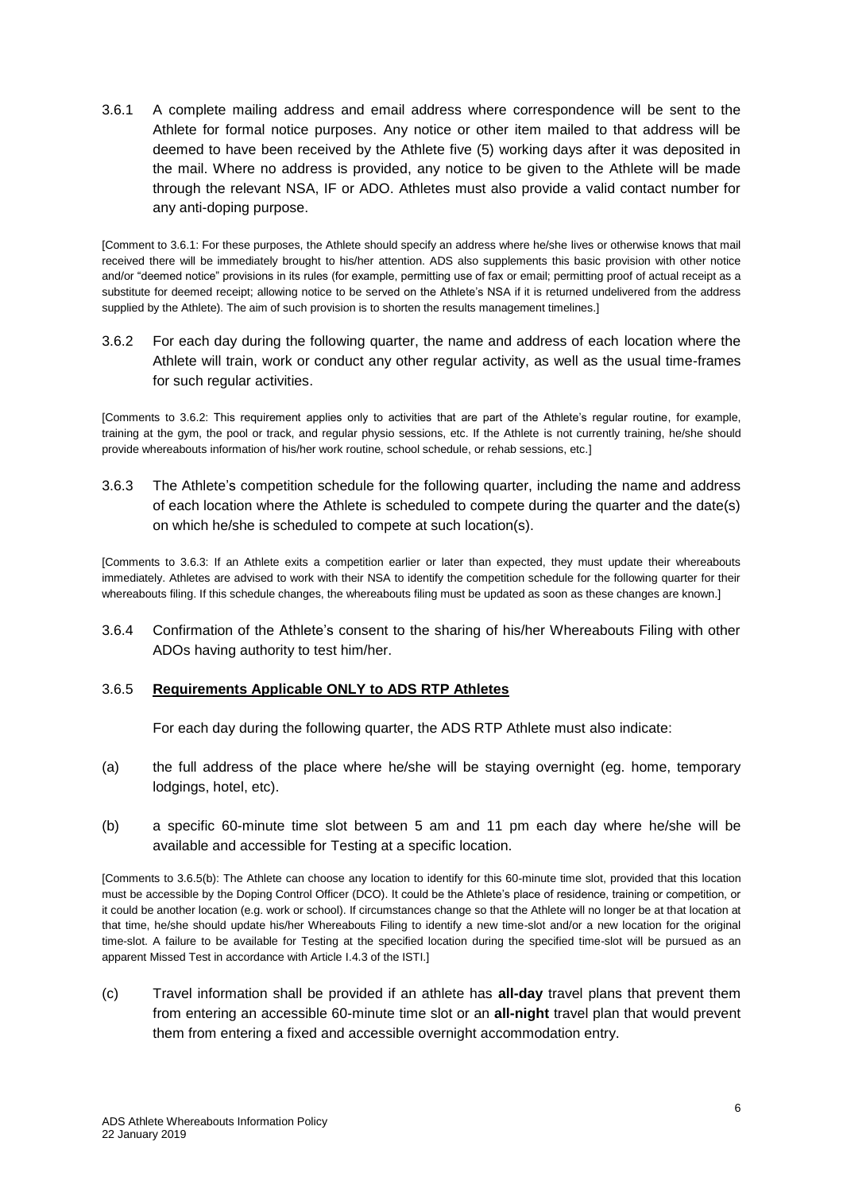3.6.1 A complete mailing address and email address where correspondence will be sent to the Athlete for formal notice purposes. Any notice or other item mailed to that address will be deemed to have been received by the Athlete five (5) working days after it was deposited in the mail. Where no address is provided, any notice to be given to the Athlete will be made through the relevant NSA, IF or ADO. Athletes must also provide a valid contact number for any anti-doping purpose.

[Comment to 3.6.1: For these purposes, the Athlete should specify an address where he/she lives or otherwise knows that mail received there will be immediately brought to his/her attention. ADS also supplements this basic provision with other notice and/or "deemed notice" provisions in its rules (for example, permitting use of fax or email; permitting proof of actual receipt as a substitute for deemed receipt; allowing notice to be served on the Athlete's NSA if it is returned undelivered from the address supplied by the Athlete). The aim of such provision is to shorten the results management timelines.]

3.6.2 For each day during the following quarter, the name and address of each location where the Athlete will train, work or conduct any other regular activity, as well as the usual time-frames for such regular activities.

[Comments to 3.6.2: This requirement applies only to activities that are part of the Athlete's regular routine, for example, training at the gym, the pool or track, and regular physio sessions, etc. If the Athlete is not currently training, he/she should provide whereabouts information of his/her work routine, school schedule, or rehab sessions, etc.]

3.6.3 The Athlete's competition schedule for the following quarter, including the name and address of each location where the Athlete is scheduled to compete during the quarter and the date(s) on which he/she is scheduled to compete at such location(s).

[Comments to 3.6.3: If an Athlete exits a competition earlier or later than expected, they must update their whereabouts immediately. Athletes are advised to work with their NSA to identify the competition schedule for the following quarter for their whereabouts filing. If this schedule changes, the whereabouts filing must be updated as soon as these changes are known.]

3.6.4 Confirmation of the Athlete's consent to the sharing of his/her Whereabouts Filing with other ADOs having authority to test him/her.

3.6.5 **Requirements Applicable ONLY to ADS RTP Athletes**

For each day during the following quarter, the ADS RTP Athlete must also indicate:

(a) the full address of the place where he/she will be staying overnight (eg. home, temporary lodgings, hotel, etc).

(b) a specific 60-minute time slot between 5 am and 11 pm each day where he/she will be available and accessible for Testing at a specific location.

[Comments to 3.6.5(b): The Athlete can choose any location to identify for this 60-minute time slot, provided that this location must be accessible by the Doping Control Officer (DCO). It could be the Athlete's place of residence, training or competition, or it could be another location (e.g. work or school). If circumstances change so that the Athlete will no longer be at that location at that time, he/she should update his/her Whereabouts Filing to identify a new time-slot and/or a new location for the original time-slot. A failure to be available for Testing at the specified location during the specified time-slot will be pursued as an apparent Missed Test in accordance with Article I.4.3 of the ISTI.]

(c) Travel information shall be provided if an athlete has **all-day** travel plans that prevent them from entering an accessible 60-minute time slot or an **all-night** travel plan that would prevent them from entering a fixed and accessible overnight accommodation entry.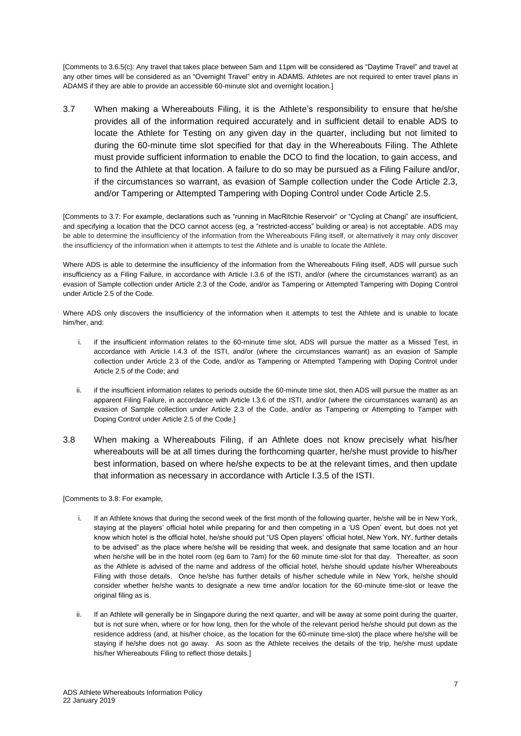[Comments to 3.6.5(c): Any travel that takes place between 5am and 11pm will be considered as "Daytime Travel" and travel at any other times will be considered as an "Overnight Travel" entry in ADAMS. Athletes are not required to enter travel plans in ADAMS if they are able to provide an accessible 60-minute slot and overnight location.]

3.7 When making a Whereabouts Filing, it is the Athlete's responsibility to ensure that he/she provides all of the information required accurately and in sufficient detail to enable ADS to locate the Athlete for Testing on any given day in the quarter, including but not limited to during the 60-minute time slot specified for that day in the Whereabouts Filing. The Athlete must provide sufficient information to enable the DCO to find the location, to gain access, and to find the Athlete at that location. A failure to do so may be pursued as a Filing Failure and/or, if the circumstances so warrant, as evasion of Sample collection under the Code Article 2.3, and/or Tampering or Attempted Tampering with Doping Control under Code Article 2.5.

[Comments to 3.7: For example, declarations such as "running in MacRitchie Reservoir" or "Cycling at Changi" are insufficient, and specifying a location that the DCO cannot access (eg, a "restricted-access" building or area) is not acceptable. ADS may be able to determine the insufficiency of the information from the Whereabouts Filing itself, or alternatively it may only discover the insufficiency of the information when it attempts to test the Athlete and is unable to locate the Athlete.

Where ADS is able to determine the insufficiency of the information from the Whereabouts Filing itself, ADS will pursue such insufficiency as a Filing Failure, in accordance with Article I.3.6 of the ISTI, and/or (where the circumstances warrant) as an evasion of Sample collection under Article 2.3 of the Code, and/or as Tampering or Attempted Tampering with Doping Control under Article 2.5 of the Code.

Where ADS only discovers the insufficiency of the information when it attempts to test the Athlete and is unable to locate him/her, and:

i. if the insufficient information relates to the 60-minute time slot, ADS will pursue the matter as a Missed Test, in accordance with Article I.4.3 of the ISTI, and/or (where the circumstances warrant) as an evasion of Sample collection under Article 2.3 of the Code, and/or as Tampering or Attempted Tampering with Doping Control under Article 2.5 of the Code; and

ii. if the insufficient information relates to periods outside the 60-minute time slot, then ADS will pursue the matter as an apparent Filing Failure, in accordance with Article I.3.6 of the ISTI, and/or (where the circumstances warrant) as an evasion of Sample collection under Article 2.3 of the Code, and/or as Tampering or Attempting to Tamper with Doping Control under Article 2.5 of the Code.]

3.8 When making a Whereabouts Filing, if an Athlete does not know precisely what his/her whereabouts will be at all times during the forthcoming quarter, he/she must provide to his/her best information, based on where he/she expects to be at the relevant times, and then update that information as necessary in accordance with Article I.3.5 of the ISTI.

[Comments to 3.8: For example,

i. If an Athlete knows that during the second week of the first month of the following quarter, he/she will be in New York, staying at the players' official hotel while preparing for and then competing in a 'US Open' event, but does not yet know which hotel is the official hotel, he/she should put "US Open players' official hotel, New York, NY, further details to be advised" as the place where he/she will be residing that week, and designate that same location and an hour when he/she will be in the hotel room (eg 6am to 7am) for the 60 minute time-slot for that day. Thereafter, as soon as the Athlete is advised of the name and address of the official hotel, he/she should update his/her Whereabouts Filing with those details. Once he/she has further details of his/her schedule while in New York, he/she should consider whether he/she wants to designate a new time and/or location for the 60-minute time-slot or leave the original filing as is.

ii. If an Athlete will generally be in Singapore during the next quarter, and will be away at some point during the quarter, but is not sure when, where or for how long, then for the whole of the relevant period he/she should put down as the residence address (and, at his/her choice, as the location for the 60-minute time-slot) the place where he/she will be staying if he/she does not go away. As soon as the Athlete receives the details of the trip, he/she must update his/her Whereabouts Filing to reflect those details.]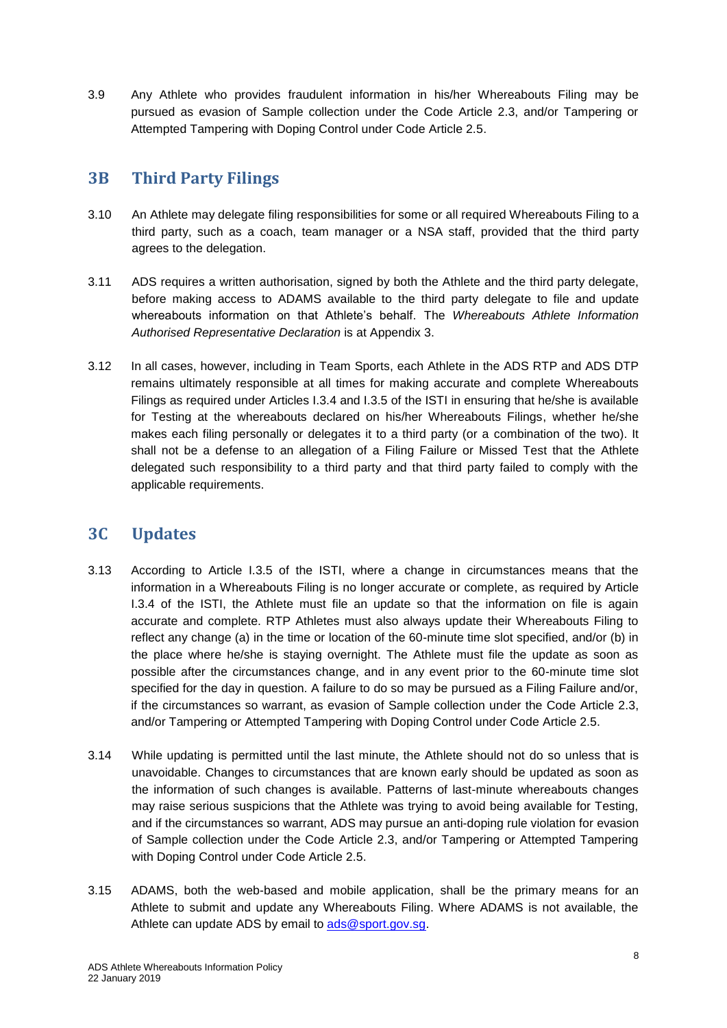3.9 Any Athlete who provides fraudulent information in his/her Whereabouts Filing may be pursued as evasion of Sample collection under the Code Article 2.3, and/or Tampering or Attempted Tampering with Doping Control under Code Article 2.5.

## 3B Third Party Filings

3.10 An Athlete may delegate filing responsibilities for some or all required Whereabouts Filing to a third party, such as a coach, team manager or a NSA staff, provided that the third party agrees to the delegation.

3.11 ADS requires a written authorisation, signed by both the Athlete and the third party delegate, before making access to ADAMS available to the third party delegate to file and update whereabouts information on that Athlete's behalf. The *Whereabouts Athlete Information Authorised Representative Declaration* is at Appendix 3.

3.12 In all cases, however, including in Team Sports, each Athlete in the ADS RTP and ADS DTP remains ultimately responsible at all times for making accurate and complete Whereabouts Filings as required under Articles I.3.4 and I.3.5 of the ISTI in ensuring that he/she is available for Testing at the whereabouts declared on his/her Whereabouts Filings, whether he/she makes each filing personally or delegates it to a third party (or a combination of the two). It shall not be a defense to an allegation of a Filing Failure or Missed Test that the Athlete delegated such responsibility to a third party and that third party failed to comply with the applicable requirements.

## 3C Updates

3.13 According to Article I.3.5 of the ISTI, where a change in circumstances means that the information in a Whereabouts Filing is no longer accurate or complete, as required by Article I.3.4 of the ISTI, the Athlete must file an update so that the information on file is again accurate and complete. RTP Athletes must also always update their Whereabouts Filing to reflect any change (a) in the time or location of the 60-minute time slot specified, and/or (b) in the place where he/she is staying overnight. The Athlete must file the update as soon as possible after the circumstances change, and in any event prior to the 60-minute time slot specified for the day in question. A failure to do so may be pursued as a Filing Failure and/or, if the circumstances so warrant, as evasion of Sample collection under the Code Article 2.3, and/or Tampering or Attempted Tampering with Doping Control under Code Article 2.5.

3.14 While updating is permitted until the last minute, the Athlete should not do so unless that is unavoidable. Changes to circumstances that are known early should be updated as soon as the information of such changes is available. Patterns of last-minute whereabouts changes may raise serious suspicions that the Athlete was trying to avoid being available for Testing, and if the circumstances so warrant, ADS may pursue an anti-doping rule violation for evasion of Sample collection under the Code Article 2.3, and/or Tampering or Attempted Tampering with Doping Control under Code Article 2.5.

3.15 ADAMS, both the web-based and mobile application, shall be the primary means for an Athlete to submit and update any Whereabouts Filing. Where ADAMS is not available, the Athlete can update ADS by email to ads@sport.gov.sg.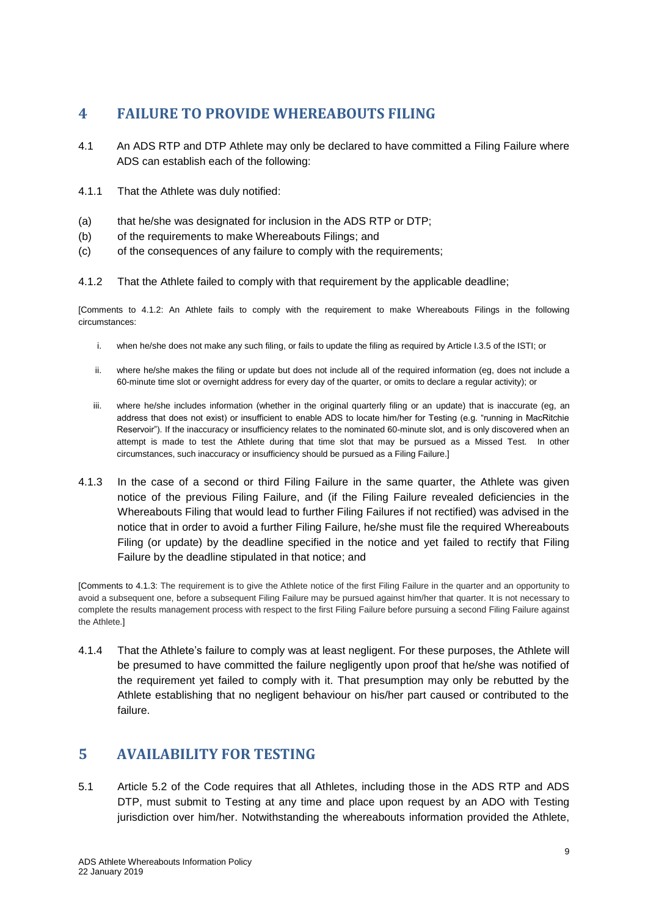## 4 FAILURE TO PROVIDE WHEREABOUTS FILING

4.1 An ADS RTP and DTP Athlete may only be declared to have committed a Filing Failure where ADS can establish each of the following:

4.1.1 That the Athlete was duly notified:

(a) that he/she was designated for inclusion in the ADS RTP or DTP;
(b) of the requirements to make Whereabouts Filings; and
(c) of the consequences of any failure to comply with the requirements;

4.1.2 That the Athlete failed to comply with that requirement by the applicable deadline;

[Comments to 4.1.2: An Athlete fails to comply with the requirement to make Whereabouts Filings in the following circumstances:

i. when he/she does not make any such filing, or fails to update the filing as required by Article I.3.5 of the ISTI; or

ii. where he/she makes the filing or update but does not include all of the required information (eg, does not include a 60-minute time slot or overnight address for every day of the quarter, or omits to declare a regular activity); or

iii. where he/she includes information (whether in the original quarterly filing or an update) that is inaccurate (eg, an address that does not exist) or insufficient to enable ADS to locate him/her for Testing (e.g. "running in MacRitchie Reservoir"). If the inaccuracy or insufficiency relates to the nominated 60-minute slot, and is only discovered when an attempt is made to test the Athlete during that time slot that may be pursued as a Missed Test. In other circumstances, such inaccuracy or insufficiency should be pursued as a Filing Failure.]

4.1.3 In the case of a second or third Filing Failure in the same quarter, the Athlete was given notice of the previous Filing Failure, and (if the Filing Failure revealed deficiencies in the Whereabouts Filing that would lead to further Filing Failures if not rectified) was advised in the notice that in order to avoid a further Filing Failure, he/she must file the required Whereabouts Filing (or update) by the deadline specified in the notice and yet failed to rectify that Filing Failure by the deadline stipulated in that notice; and

[Comments to 4.1.3: The requirement is to give the Athlete notice of the first Filing Failure in the quarter and an opportunity to avoid a subsequent one, before a subsequent Filing Failure may be pursued against him/her that quarter. It is not necessary to complete the results management process with respect to the first Filing Failure before pursuing a second Filing Failure against the Athlete.]

4.1.4 That the Athlete's failure to comply was at least negligent. For these purposes, the Athlete will be presumed to have committed the failure negligently upon proof that he/she was notified of the requirement yet failed to comply with it. That presumption may only be rebutted by the Athlete establishing that no negligent behaviour on his/her part caused or contributed to the failure.

## 5 AVAILABILITY FOR TESTING

5.1 Article 5.2 of the Code requires that all Athletes, including those in the ADS RTP and ADS DTP, must submit to Testing at any time and place upon request by an ADO with Testing jurisdiction over him/her. Notwithstanding the whereabouts information provided the Athlete,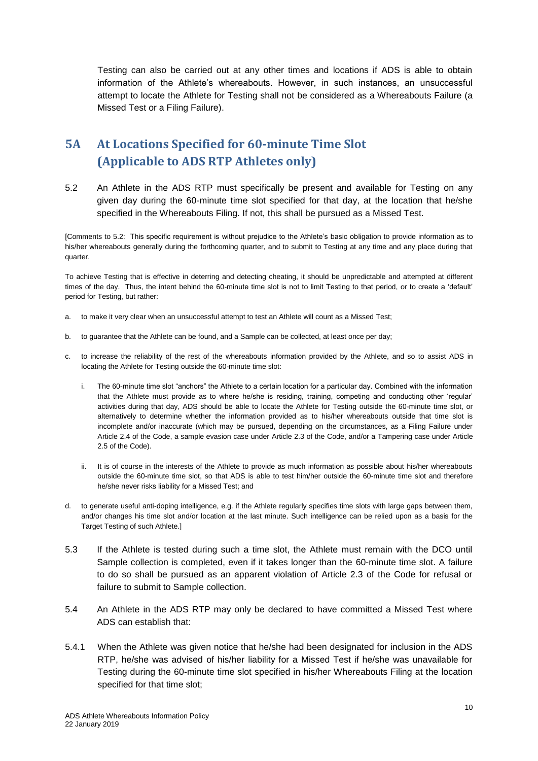Testing can also be carried out at any other times and locations if ADS is able to obtain information of the Athlete's whereabouts. However, in such instances, an unsuccessful attempt to locate the Athlete for Testing shall not be considered as a Whereabouts Failure (a Missed Test or a Filing Failure).

## 5A At Locations Specified for 60-minute Time Slot (Applicable to ADS RTP Athletes only)

5.2 An Athlete in the ADS RTP must specifically be present and available for Testing on any given day during the 60-minute time slot specified for that day, at the location that he/she specified in the Whereabouts Filing. If not, this shall be pursued as a Missed Test.

[Comments to 5.2: This specific requirement is without prejudice to the Athlete's basic obligation to provide information as to his/her whereabouts generally during the forthcoming quarter, and to submit to Testing at any time and any place during that quarter.

To achieve Testing that is effective in deterring and detecting cheating, it should be unpredictable and attempted at different times of the day. Thus, the intent behind the 60-minute time slot is not to limit Testing to that period, or to create a 'default' period for Testing, but rather:

a. to make it very clear when an unsuccessful attempt to test an Athlete will count as a Missed Test;

b. to guarantee that the Athlete can be found, and a Sample can be collected, at least once per day;

c. to increase the reliability of the rest of the whereabouts information provided by the Athlete, and so to assist ADS in locating the Athlete for Testing outside the 60-minute time slot:

   i. The 60-minute time slot "anchors" the Athlete to a certain location for a particular day. Combined with the information that the Athlete must provide as to where he/she is residing, training, competing and conducting other 'regular' activities during that day, ADS should be able to locate the Athlete for Testing outside the 60-minute time slot, or alternatively to determine whether the information provided as to his/her whereabouts outside that time slot is incomplete and/or inaccurate (which may be pursued, depending on the circumstances, as a Filing Failure under Article 2.4 of the Code, a sample evasion case under Article 2.3 of the Code, and/or a Tampering case under Article 2.5 of the Code).

   ii. It is of course in the interests of the Athlete to provide as much information as possible about his/her whereabouts outside the 60-minute time slot, so that ADS is able to test him/her outside the 60-minute time slot and therefore he/she never risks liability for a Missed Test; and

d. to generate useful anti-doping intelligence, e.g. if the Athlete regularly specifies time slots with large gaps between them, and/or changes his time slot and/or location at the last minute. Such intelligence can be relied upon as a basis for the Target Testing of such Athlete.]

5.3 If the Athlete is tested during such a time slot, the Athlete must remain with the DCO until Sample collection is completed, even if it takes longer than the 60-minute time slot. A failure to do so shall be pursued as an apparent violation of Article 2.3 of the Code for refusal or failure to submit to Sample collection.

5.4 An Athlete in the ADS RTP may only be declared to have committed a Missed Test where ADS can establish that:

5.4.1 When the Athlete was given notice that he/she had been designated for inclusion in the ADS RTP, he/she was advised of his/her liability for a Missed Test if he/she was unavailable for Testing during the 60-minute time slot specified in his/her Whereabouts Filing at the location specified for that time slot;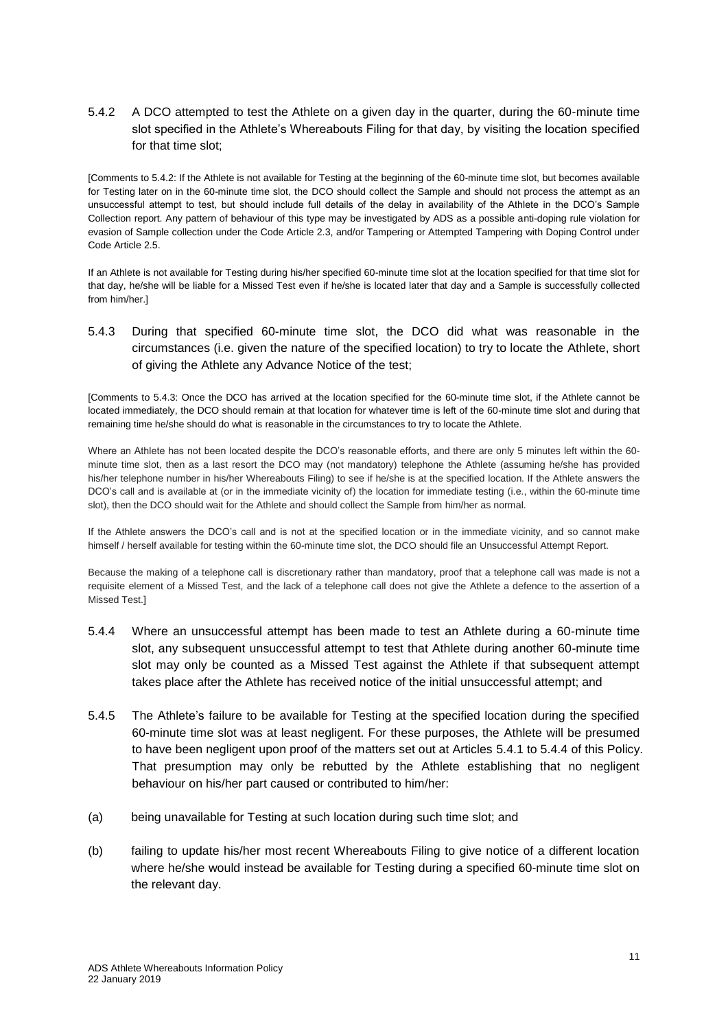5.4.2 A DCO attempted to test the Athlete on a given day in the quarter, during the 60-minute time slot specified in the Athlete's Whereabouts Filing for that day, by visiting the location specified for that time slot;

[Comments to 5.4.2: If the Athlete is not available for Testing at the beginning of the 60-minute time slot, but becomes available for Testing later on in the 60-minute time slot, the DCO should collect the Sample and should not process the attempt as an unsuccessful attempt to test, but should include full details of the delay in availability of the Athlete in the DCO's Sample Collection report. Any pattern of behaviour of this type may be investigated by ADS as a possible anti-doping rule violation for evasion of Sample collection under the Code Article 2.3, and/or Tampering or Attempted Tampering with Doping Control under Code Article 2.5.

If an Athlete is not available for Testing during his/her specified 60-minute time slot at the location specified for that time slot for that day, he/she will be liable for a Missed Test even if he/she is located later that day and a Sample is successfully collected from him/her.]

5.4.3 During that specified 60-minute time slot, the DCO did what was reasonable in the circumstances (i.e. given the nature of the specified location) to try to locate the Athlete, short of giving the Athlete any Advance Notice of the test;

[Comments to 5.4.3: Once the DCO has arrived at the location specified for the 60-minute time slot, if the Athlete cannot be located immediately, the DCO should remain at that location for whatever time is left of the 60-minute time slot and during that remaining time he/she should do what is reasonable in the circumstances to try to locate the Athlete.

Where an Athlete has not been located despite the DCO's reasonable efforts, and there are only 5 minutes left within the 60-minute time slot, then as a last resort the DCO may (not mandatory) telephone the Athlete (assuming he/she has provided his/her telephone number in his/her Whereabouts Filing) to see if he/she is at the specified location. If the Athlete answers the DCO's call and is available at (or in the immediate vicinity of) the location for immediate testing (i.e., within the 60-minute time slot), then the DCO should wait for the Athlete and should collect the Sample from him/her as normal.

If the Athlete answers the DCO's call and is not at the specified location or in the immediate vicinity, and so cannot make himself / herself available for testing within the 60-minute time slot, the DCO should file an Unsuccessful Attempt Report.

Because the making of a telephone call is discretionary rather than mandatory, proof that a telephone call was made is not a requisite element of a Missed Test, and the lack of a telephone call does not give the Athlete a defence to the assertion of a Missed Test.]

5.4.4 Where an unsuccessful attempt has been made to test an Athlete during a 60-minute time slot, any subsequent unsuccessful attempt to test that Athlete during another 60-minute time slot may only be counted as a Missed Test against the Athlete if that subsequent attempt takes place after the Athlete has received notice of the initial unsuccessful attempt; and

5.4.5 The Athlete's failure to be available for Testing at the specified location during the specified 60-minute time slot was at least negligent. For these purposes, the Athlete will be presumed to have been negligent upon proof of the matters set out at Articles 5.4.1 to 5.4.4 of this Policy. That presumption may only be rebutted by the Athlete establishing that no negligent behaviour on his/her part caused or contributed to him/her:

(a) being unavailable for Testing at such location during such time slot; and

(b) failing to update his/her most recent Whereabouts Filing to give notice of a different location where he/she would instead be available for Testing during a specified 60-minute time slot on the relevant day.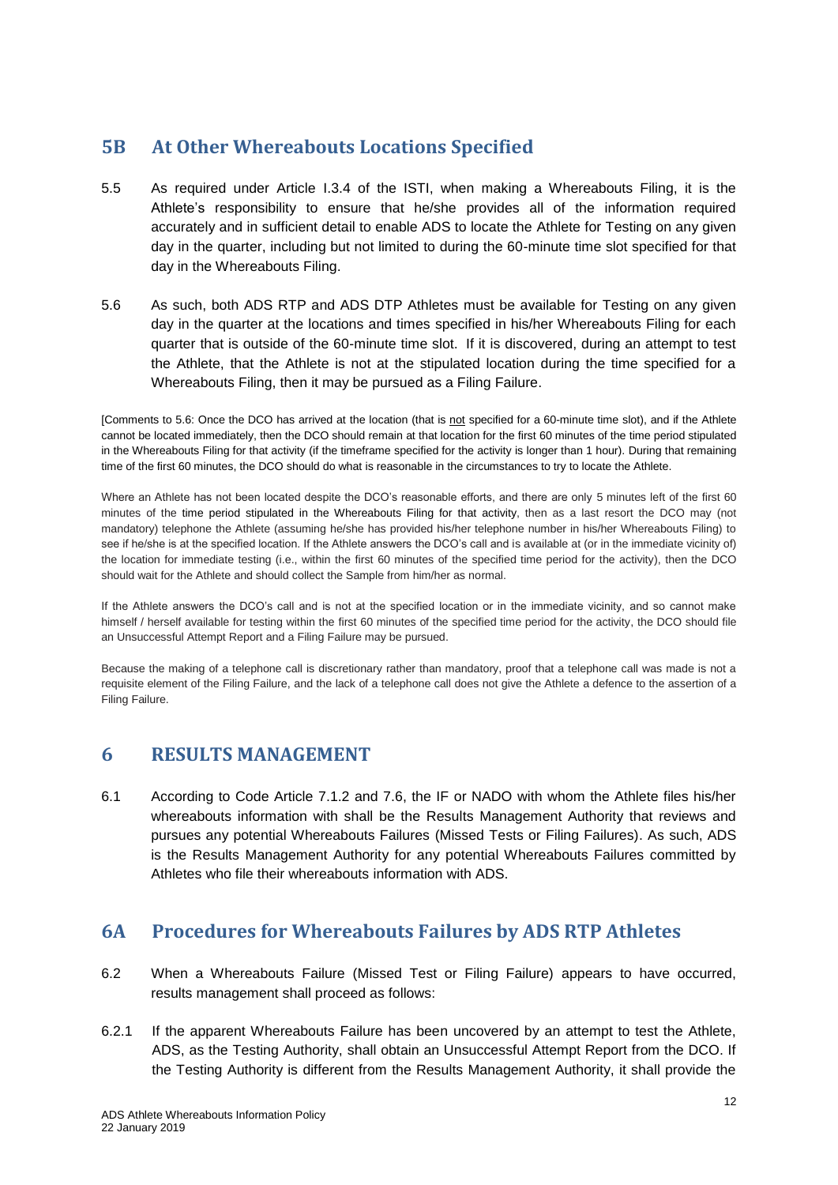## 5B At Other Whereabouts Locations Specified

5.5 As required under Article I.3.4 of the ISTI, when making a Whereabouts Filing, it is the Athlete's responsibility to ensure that he/she provides all of the information required accurately and in sufficient detail to enable ADS to locate the Athlete for Testing on any given day in the quarter, including but not limited to during the 60-minute time slot specified for that day in the Whereabouts Filing.

5.6 As such, both ADS RTP and ADS DTP Athletes must be available for Testing on any given day in the quarter at the locations and times specified in his/her Whereabouts Filing for each quarter that is outside of the 60-minute time slot. If it is discovered, during an attempt to test the Athlete, that the Athlete is not at the stipulated location during the time specified for a Whereabouts Filing, then it may be pursued as a Filing Failure.

[Comments to 5.6: Once the DCO has arrived at the location (that is not specified for a 60-minute time slot), and if the Athlete cannot be located immediately, then the DCO should remain at that location for the first 60 minutes of the time period stipulated in the Whereabouts Filing for that activity (if the timeframe specified for the activity is longer than 1 hour). During that remaining time of the first 60 minutes, the DCO should do what is reasonable in the circumstances to try to locate the Athlete.

Where an Athlete has not been located despite the DCO's reasonable efforts, and there are only 5 minutes left of the first 60 minutes of the time period stipulated in the Whereabouts Filing for that activity, then as a last resort the DCO may (not mandatory) telephone the Athlete (assuming he/she has provided his/her telephone number in his/her Whereabouts Filing) to see if he/she is at the specified location. If the Athlete answers the DCO's call and is available at (or in the immediate vicinity of) the location for immediate testing (i.e., within the first 60 minutes of the specified time period for the activity), then the DCO should wait for the Athlete and should collect the Sample from him/her as normal.

If the Athlete answers the DCO's call and is not at the specified location or in the immediate vicinity, and so cannot make himself / herself available for testing within the first 60 minutes of the specified time period for the activity, the DCO should file an Unsuccessful Attempt Report and a Filing Failure may be pursued.

Because the making of a telephone call is discretionary rather than mandatory, proof that a telephone call was made is not a requisite element of the Filing Failure, and the lack of a telephone call does not give the Athlete a defence to the assertion of a Filing Failure.

# 6 RESULTS MANAGEMENT

6.1 According to Code Article 7.1.2 and 7.6, the IF or NADO with whom the Athlete files his/her whereabouts information with shall be the Results Management Authority that reviews and pursues any potential Whereabouts Failures (Missed Tests or Filing Failures). As such, ADS is the Results Management Authority for any potential Whereabouts Failures committed by Athletes who file their whereabouts information with ADS.

## 6A Procedures for Whereabouts Failures by ADS RTP Athletes

6.2 When a Whereabouts Failure (Missed Test or Filing Failure) appears to have occurred, results management shall proceed as follows:

6.2.1 If the apparent Whereabouts Failure has been uncovered by an attempt to test the Athlete, ADS, as the Testing Authority, shall obtain an Unsuccessful Attempt Report from the DCO. If the Testing Authority is different from the Results Management Authority, it shall provide the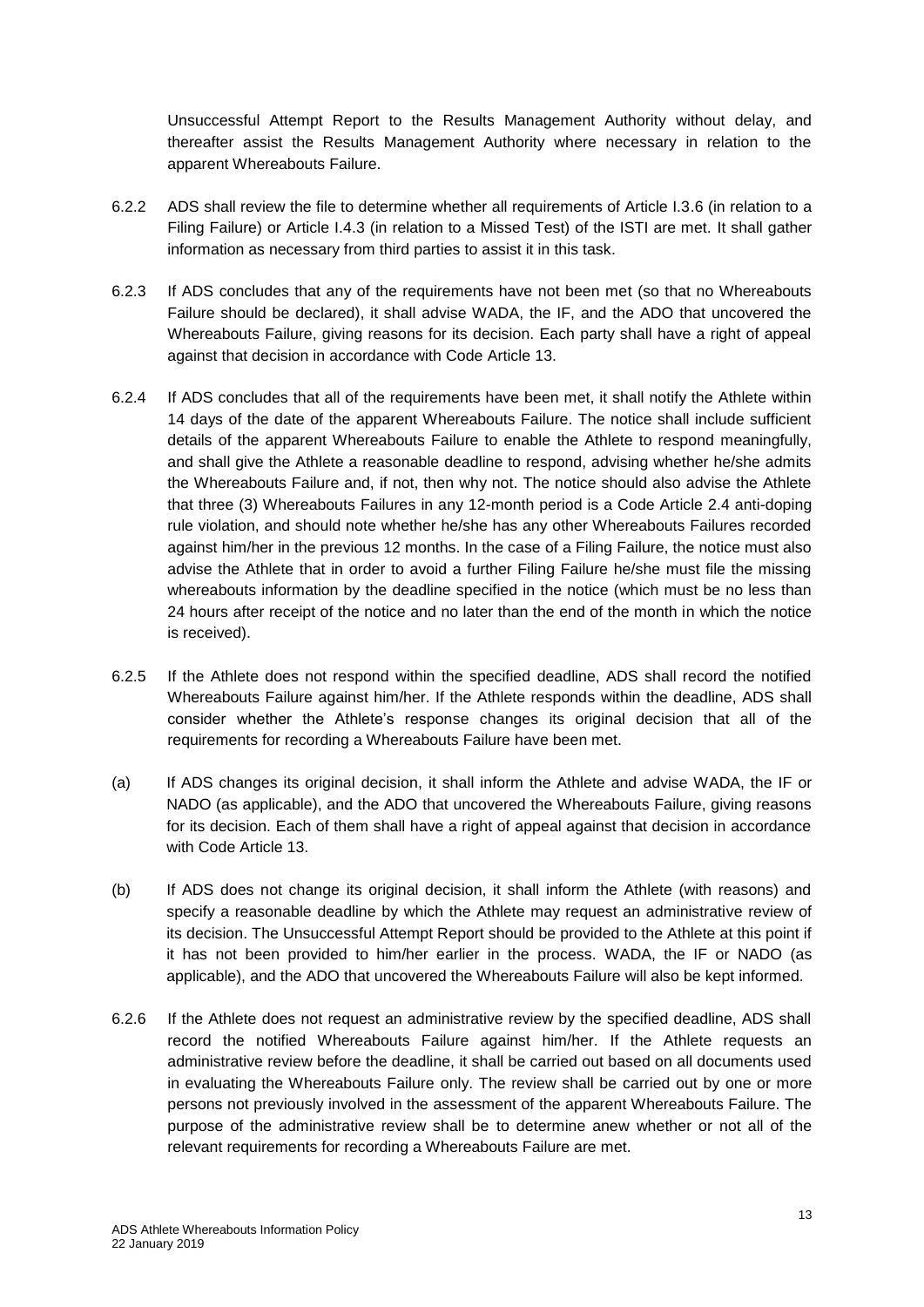Unsuccessful Attempt Report to the Results Management Authority without delay, and thereafter assist the Results Management Authority where necessary in relation to the apparent Whereabouts Failure.

6.2.2 ADS shall review the file to determine whether all requirements of Article I.3.6 (in relation to a Filing Failure) or Article I.4.3 (in relation to a Missed Test) of the ISTI are met. It shall gather information as necessary from third parties to assist it in this task.

6.2.3 If ADS concludes that any of the requirements have not been met (so that no Whereabouts Failure should be declared), it shall advise WADA, the IF, and the ADO that uncovered the Whereabouts Failure, giving reasons for its decision. Each party shall have a right of appeal against that decision in accordance with Code Article 13.

6.2.4 If ADS concludes that all of the requirements have been met, it shall notify the Athlete within 14 days of the date of the apparent Whereabouts Failure. The notice shall include sufficient details of the apparent Whereabouts Failure to enable the Athlete to respond meaningfully, and shall give the Athlete a reasonable deadline to respond, advising whether he/she admits the Whereabouts Failure and, if not, then why not. The notice should also advise the Athlete that three (3) Whereabouts Failures in any 12-month period is a Code Article 2.4 anti-doping rule violation, and should note whether he/she has any other Whereabouts Failures recorded against him/her in the previous 12 months. In the case of a Filing Failure, the notice must also advise the Athlete that in order to avoid a further Filing Failure he/she must file the missing whereabouts information by the deadline specified in the notice (which must be no less than 24 hours after receipt of the notice and no later than the end of the month in which the notice is received).

6.2.5 If the Athlete does not respond within the specified deadline, ADS shall record the notified Whereabouts Failure against him/her. If the Athlete responds within the deadline, ADS shall consider whether the Athlete's response changes its original decision that all of the requirements for recording a Whereabouts Failure have been met.

(a) If ADS changes its original decision, it shall inform the Athlete and advise WADA, the IF or NADO (as applicable), and the ADO that uncovered the Whereabouts Failure, giving reasons for its decision. Each of them shall have a right of appeal against that decision in accordance with Code Article 13.

(b) If ADS does not change its original decision, it shall inform the Athlete (with reasons) and specify a reasonable deadline by which the Athlete may request an administrative review of its decision. The Unsuccessful Attempt Report should be provided to the Athlete at this point if it has not been provided to him/her earlier in the process. WADA, the IF or NADO (as applicable), and the ADO that uncovered the Whereabouts Failure will also be kept informed.

6.2.6 If the Athlete does not request an administrative review by the specified deadline, ADS shall record the notified Whereabouts Failure against him/her. If the Athlete requests an administrative review before the deadline, it shall be carried out based on all documents used in evaluating the Whereabouts Failure only. The review shall be carried out by one or more persons not previously involved in the assessment of the apparent Whereabouts Failure. The purpose of the administrative review shall be to determine anew whether or not all of the relevant requirements for recording a Whereabouts Failure are met.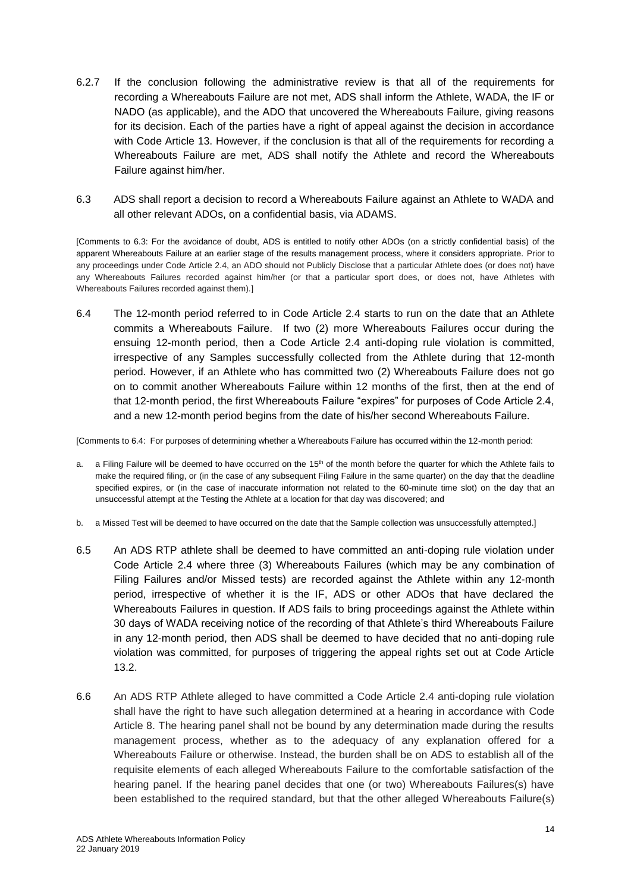6.2.7 If the conclusion following the administrative review is that all of the requirements for recording a Whereabouts Failure are not met, ADS shall inform the Athlete, WADA, the IF or NADO (as applicable), and the ADO that uncovered the Whereabouts Failure, giving reasons for its decision. Each of the parties have a right of appeal against the decision in accordance with Code Article 13. However, if the conclusion is that all of the requirements for recording a Whereabouts Failure are met, ADS shall notify the Athlete and record the Whereabouts Failure against him/her.

6.3 ADS shall report a decision to record a Whereabouts Failure against an Athlete to WADA and all other relevant ADOs, on a confidential basis, via ADAMS.

[Comments to 6.3: For the avoidance of doubt, ADS is entitled to notify other ADOs (on a strictly confidential basis) of the apparent Whereabouts Failure at an earlier stage of the results management process, where it considers appropriate. Prior to any proceedings under Code Article 2.4, an ADO should not Publicly Disclose that a particular Athlete does (or does not) have any Whereabouts Failures recorded against him/her (or that a particular sport does, or does not, have Athletes with Whereabouts Failures recorded against them).]

6.4 The 12-month period referred to in Code Article 2.4 starts to run on the date that an Athlete commits a Whereabouts Failure. If two (2) more Whereabouts Failures occur during the ensuing 12-month period, then a Code Article 2.4 anti-doping rule violation is committed, irrespective of any Samples successfully collected from the Athlete during that 12-month period. However, if an Athlete who has committed two (2) Whereabouts Failure does not go on to commit another Whereabouts Failure within 12 months of the first, then at the end of that 12-month period, the first Whereabouts Failure "expires" for purposes of Code Article 2.4, and a new 12-month period begins from the date of his/her second Whereabouts Failure.

[Comments to 6.4: For purposes of determining whether a Whereabouts Failure has occurred within the 12-month period:

a. a Filing Failure will be deemed to have occurred on the 15th of the month before the quarter for which the Athlete fails to make the required filing, or (in the case of any subsequent Filing Failure in the same quarter) on the day that the deadline specified expires, or (in the case of inaccurate information not related to the 60-minute time slot) on the day that an unsuccessful attempt at the Testing the Athlete at a location for that day was discovered; and

b. a Missed Test will be deemed to have occurred on the date that the Sample collection was unsuccessfully attempted.]

6.5 An ADS RTP athlete shall be deemed to have committed an anti-doping rule violation under Code Article 2.4 where three (3) Whereabouts Failures (which may be any combination of Filing Failures and/or Missed tests) are recorded against the Athlete within any 12-month period, irrespective of whether it is the IF, ADS or other ADOs that have declared the Whereabouts Failures in question. If ADS fails to bring proceedings against the Athlete within 30 days of WADA receiving notice of the recording of that Athlete's third Whereabouts Failure in any 12-month period, then ADS shall be deemed to have decided that no anti-doping rule violation was committed, for purposes of triggering the appeal rights set out at Code Article 13.2.

6.6 An ADS RTP Athlete alleged to have committed a Code Article 2.4 anti-doping rule violation shall have the right to have such allegation determined at a hearing in accordance with Code Article 8. The hearing panel shall not be bound by any determination made during the results management process, whether as to the adequacy of any explanation offered for a Whereabouts Failure or otherwise. Instead, the burden shall be on ADS to establish all of the requisite elements of each alleged Whereabouts Failure to the comfortable satisfaction of the hearing panel. If the hearing panel decides that one (or two) Whereabouts Failures(s) have been established to the required standard, but that the other alleged Whereabouts Failure(s)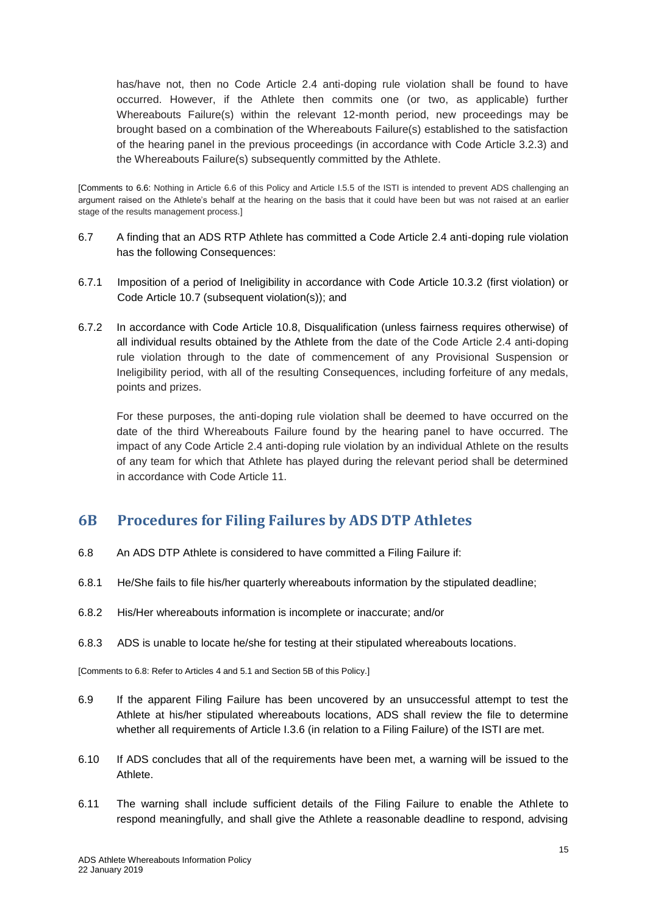has/have not, then no Code Article 2.4 anti-doping rule violation shall be found to have occurred. However, if the Athlete then commits one (or two, as applicable) further Whereabouts Failure(s) within the relevant 12-month period, new proceedings may be brought based on a combination of the Whereabouts Failure(s) established to the satisfaction of the hearing panel in the previous proceedings (in accordance with Code Article 3.2.3) and the Whereabouts Failure(s) subsequently committed by the Athlete.

[Comments to 6.6: Nothing in Article 6.6 of this Policy and Article I.5.5 of the ISTI is intended to prevent ADS challenging an argument raised on the Athlete's behalf at the hearing on the basis that it could have been but was not raised at an earlier stage of the results management process.]

6.7 A finding that an ADS RTP Athlete has committed a Code Article 2.4 anti-doping rule violation has the following Consequences:

6.7.1 Imposition of a period of Ineligibility in accordance with Code Article 10.3.2 (first violation) or Code Article 10.7 (subsequent violation(s)); and

6.7.2 In accordance with Code Article 10.8, Disqualification (unless fairness requires otherwise) of all individual results obtained by the Athlete from the date of the Code Article 2.4 anti-doping rule violation through to the date of commencement of any Provisional Suspension or Ineligibility period, with all of the resulting Consequences, including forfeiture of any medals, points and prizes.

For these purposes, the anti-doping rule violation shall be deemed to have occurred on the date of the third Whereabouts Failure found by the hearing panel to have occurred. The impact of any Code Article 2.4 anti-doping rule violation by an individual Athlete on the results of any team for which that Athlete has played during the relevant period shall be determined in accordance with Code Article 11.

## 6B Procedures for Filing Failures by ADS DTP Athletes

6.8 An ADS DTP Athlete is considered to have committed a Filing Failure if:

6.8.1 He/She fails to file his/her quarterly whereabouts information by the stipulated deadline;

6.8.2 His/Her whereabouts information is incomplete or inaccurate; and/or

6.8.3 ADS is unable to locate he/she for testing at their stipulated whereabouts locations.

[Comments to 6.8: Refer to Articles 4 and 5.1 and Section 5B of this Policy.]

6.9 If the apparent Filing Failure has been uncovered by an unsuccessful attempt to test the Athlete at his/her stipulated whereabouts locations, ADS shall review the file to determine whether all requirements of Article I.3.6 (in relation to a Filing Failure) of the ISTI are met.

6.10 If ADS concludes that all of the requirements have been met, a warning will be issued to the Athlete.

6.11 The warning shall include sufficient details of the Filing Failure to enable the Athlete to respond meaningfully, and shall give the Athlete a reasonable deadline to respond, advising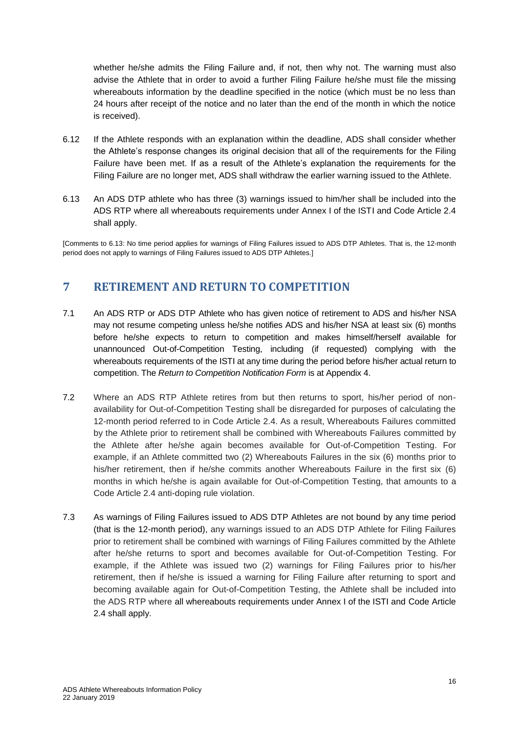whether he/she admits the Filing Failure and, if not, then why not. The warning must also advise the Athlete that in order to avoid a further Filing Failure he/she must file the missing whereabouts information by the deadline specified in the notice (which must be no less than 24 hours after receipt of the notice and no later than the end of the month in which the notice is received).

6.12 If the Athlete responds with an explanation within the deadline, ADS shall consider whether the Athlete's response changes its original decision that all of the requirements for the Filing Failure have been met. If as a result of the Athlete's explanation the requirements for the Filing Failure are no longer met, ADS shall withdraw the earlier warning issued to the Athlete.

6.13 An ADS DTP athlete who has three (3) warnings issued to him/her shall be included into the ADS RTP where all whereabouts requirements under Annex I of the ISTI and Code Article 2.4 shall apply.

[Comments to 6.13: No time period applies for warnings of Filing Failures issued to ADS DTP Athletes. That is, the 12-month period does not apply to warnings of Filing Failures issued to ADS DTP Athletes.]

## 7 RETIREMENT AND RETURN TO COMPETITION

7.1 An ADS RTP or ADS DTP Athlete who has given notice of retirement to ADS and his/her NSA may not resume competing unless he/she notifies ADS and his/her NSA at least six (6) months before he/she expects to return to competition and makes himself/herself available for unannounced Out-of-Competition Testing, including (if requested) complying with the whereabouts requirements of the ISTI at any time during the period before his/her actual return to competition. The *Return to Competition Notification Form* is at Appendix 4.

7.2 Where an ADS RTP Athlete retires from but then returns to sport, his/her period of non-availability for Out-of-Competition Testing shall be disregarded for purposes of calculating the 12-month period referred to in Code Article 2.4. As a result, Whereabouts Failures committed by the Athlete prior to retirement shall be combined with Whereabouts Failures committed by the Athlete after he/she again becomes available for Out-of-Competition Testing. For example, if an Athlete committed two (2) Whereabouts Failures in the six (6) months prior to his/her retirement, then if he/she commits another Whereabouts Failure in the first six (6) months in which he/she is again available for Out-of-Competition Testing, that amounts to a Code Article 2.4 anti-doping rule violation.

7.3 As warnings of Filing Failures issued to ADS DTP Athletes are not bound by any time period (that is the 12-month period), any warnings issued to an ADS DTP Athlete for Filing Failures prior to retirement shall be combined with warnings of Filing Failures committed by the Athlete after he/she returns to sport and becomes available for Out-of-Competition Testing. For example, if the Athlete was issued two (2) warnings for Filing Failures prior to his/her retirement, then if he/she is issued a warning for Filing Failure after returning to sport and becoming available again for Out-of-Competition Testing, the Athlete shall be included into the ADS RTP where all whereabouts requirements under Annex I of the ISTI and Code Article 2.4 shall apply.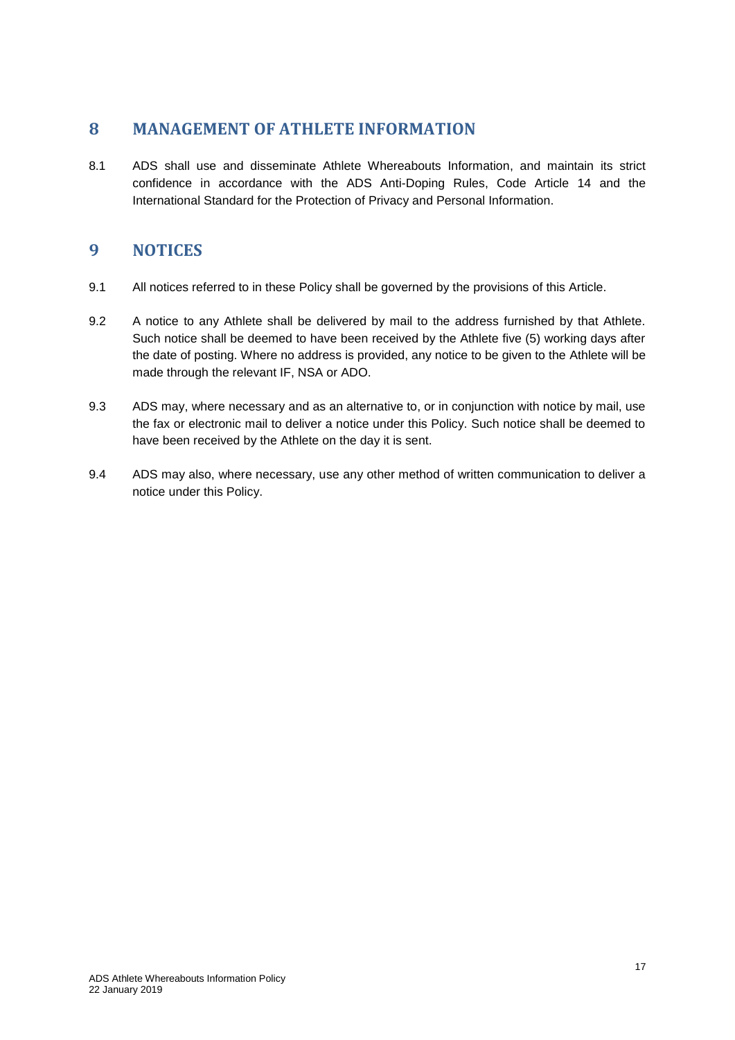## 8 MANAGEMENT OF ATHLETE INFORMATION

8.1 ADS shall use and disseminate Athlete Whereabouts Information, and maintain its strict confidence in accordance with the ADS Anti-Doping Rules, Code Article 14 and the International Standard for the Protection of Privacy and Personal Information.

## 9 NOTICES

9.1 All notices referred to in these Policy shall be governed by the provisions of this Article.

9.2 A notice to any Athlete shall be delivered by mail to the address furnished by that Athlete. Such notice shall be deemed to have been received by the Athlete five (5) working days after the date of posting. Where no address is provided, any notice to be given to the Athlete will be made through the relevant IF, NSA or ADO.

9.3 ADS may, where necessary and as an alternative to, or in conjunction with notice by mail, use the fax or electronic mail to deliver a notice under this Policy. Such notice shall be deemed to have been received by the Athlete on the day it is sent.

9.4 ADS may also, where necessary, use any other method of written communication to deliver a notice under this Policy.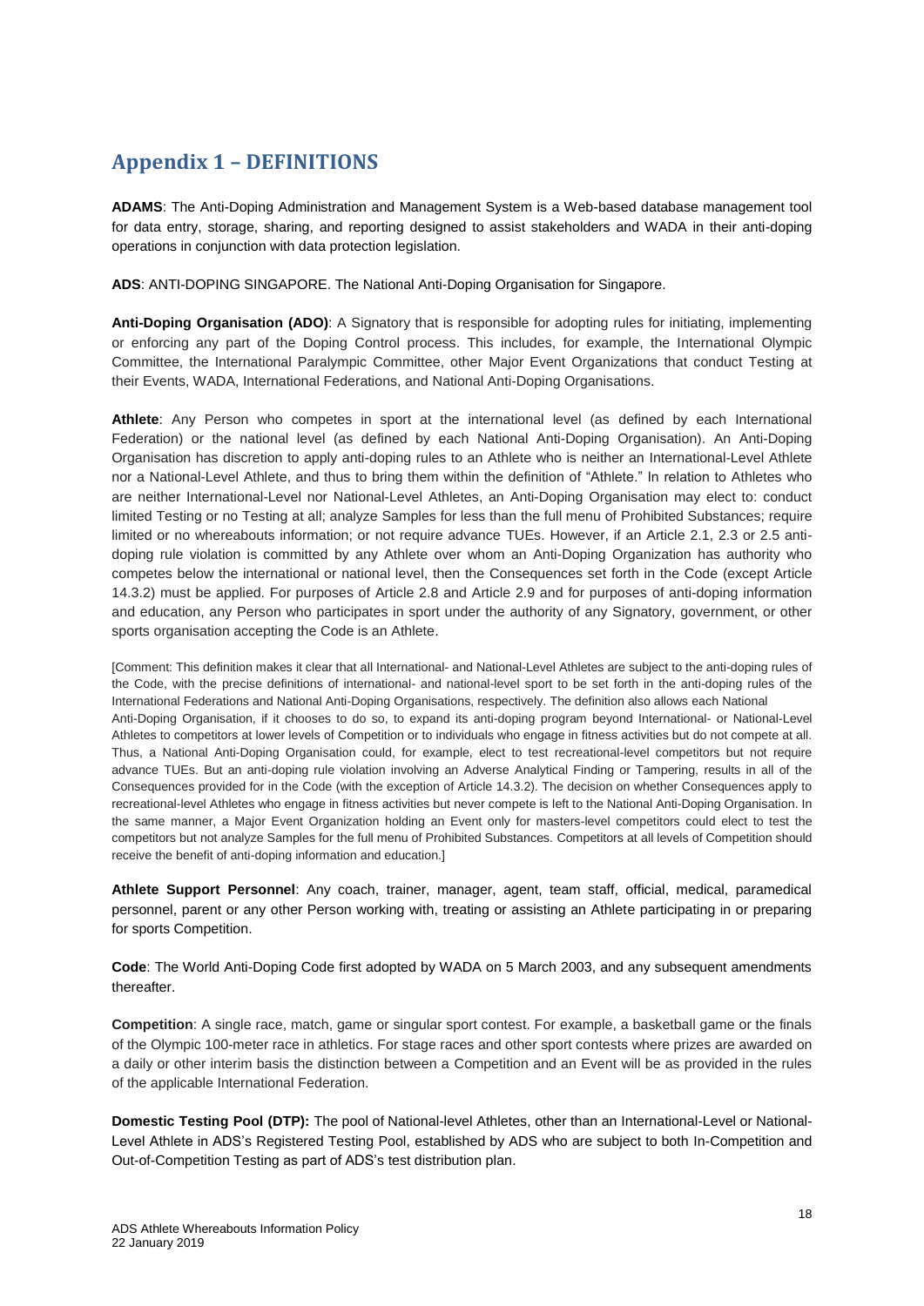# Appendix 1 – DEFINITIONS

**ADAMS**: The Anti-Doping Administration and Management System is a Web-based database management tool for data entry, storage, sharing, and reporting designed to assist stakeholders and WADA in their anti-doping operations in conjunction with data protection legislation.

**ADS**: ANTI-DOPING SINGAPORE. The National Anti-Doping Organisation for Singapore.

**Anti-Doping Organisation (ADO)**: A Signatory that is responsible for adopting rules for initiating, implementing or enforcing any part of the Doping Control process. This includes, for example, the International Olympic Committee, the International Paralympic Committee, other Major Event Organizations that conduct Testing at their Events, WADA, International Federations, and National Anti-Doping Organisations.

**Athlete**: Any Person who competes in sport at the international level (as defined by each International Federation) or the national level (as defined by each National Anti-Doping Organisation). An Anti-Doping Organisation has discretion to apply anti-doping rules to an Athlete who is neither an International-Level Athlete nor a National-Level Athlete, and thus to bring them within the definition of "Athlete." In relation to Athletes who are neither International-Level nor National-Level Athletes, an Anti-Doping Organisation may elect to: conduct limited Testing or no Testing at all; analyze Samples for less than the full menu of Prohibited Substances; require limited or no whereabouts information; or not require advance TUEs. However, if an Article 2.1, 2.3 or 2.5 anti-doping rule violation is committed by any Athlete over whom an Anti-Doping Organization has authority who competes below the international or national level, then the Consequences set forth in the Code (except Article 14.3.2) must be applied. For purposes of Article 2.8 and Article 2.9 and for purposes of anti-doping information and education, any Person who participates in sport under the authority of any Signatory, government, or other sports organisation accepting the Code is an Athlete.

[Comment: This definition makes it clear that all International- and National-Level Athletes are subject to the anti-doping rules of the Code, with the precise definitions of international- and national-level sport to be set forth in the anti-doping rules of the International Federations and National Anti-Doping Organisations, respectively. The definition also allows each National Anti-Doping Organisation, if it chooses to do so, to expand its anti-doping program beyond International- or National-Level Athletes to competitors at lower levels of Competition or to individuals who engage in fitness activities but do not compete at all. Thus, a National Anti-Doping Organisation could, for example, elect to test recreational-level competitors but not require advance TUEs. But an anti-doping rule violation involving an Adverse Analytical Finding or Tampering, results in all of the Consequences provided for in the Code (with the exception of Article 14.3.2). The decision on whether Consequences apply to recreational-level Athletes who engage in fitness activities but never compete is left to the National Anti-Doping Organisation. In the same manner, a Major Event Organization holding an Event only for masters-level competitors could elect to test the competitors but not analyze Samples for the full menu of Prohibited Substances. Competitors at all levels of Competition should receive the benefit of anti-doping information and education.]

**Athlete Support Personnel**: Any coach, trainer, manager, agent, team staff, official, medical, paramedical personnel, parent or any other Person working with, treating or assisting an Athlete participating in or preparing for sports Competition.

**Code**: The World Anti-Doping Code first adopted by WADA on 5 March 2003, and any subsequent amendments thereafter.

**Competition**: A single race, match, game or singular sport contest. For example, a basketball game or the finals of the Olympic 100-meter race in athletics. For stage races and other sport contests where prizes are awarded on a daily or other interim basis the distinction between a Competition and an Event will be as provided in the rules of the applicable International Federation.

**Domestic Testing Pool (DTP):** The pool of National-level Athletes, other than an International-Level or National-Level Athlete in ADS's Registered Testing Pool, established by ADS who are subject to both In-Competition and Out-of-Competition Testing as part of ADS's test distribution plan.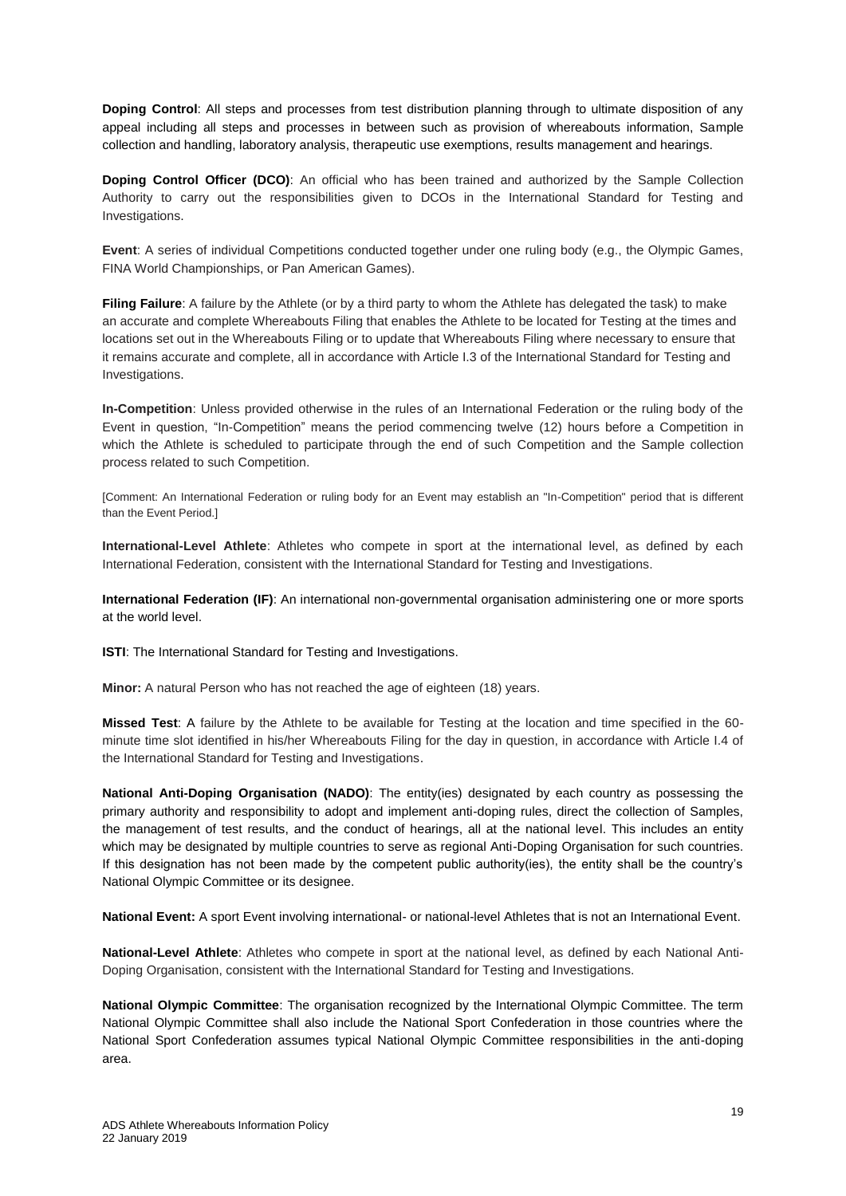**Doping Control**: All steps and processes from test distribution planning through to ultimate disposition of any appeal including all steps and processes in between such as provision of whereabouts information, Sample collection and handling, laboratory analysis, therapeutic use exemptions, results management and hearings.

**Doping Control Officer (DCO)**: An official who has been trained and authorized by the Sample Collection Authority to carry out the responsibilities given to DCOs in the International Standard for Testing and Investigations.

**Event**: A series of individual Competitions conducted together under one ruling body (e.g., the Olympic Games, FINA World Championships, or Pan American Games).

**Filing Failure**: A failure by the Athlete (or by a third party to whom the Athlete has delegated the task) to make an accurate and complete Whereabouts Filing that enables the Athlete to be located for Testing at the times and locations set out in the Whereabouts Filing or to update that Whereabouts Filing where necessary to ensure that it remains accurate and complete, all in accordance with Article I.3 of the International Standard for Testing and Investigations.

**In-Competition**: Unless provided otherwise in the rules of an International Federation or the ruling body of the Event in question, "In-Competition" means the period commencing twelve (12) hours before a Competition in which the Athlete is scheduled to participate through the end of such Competition and the Sample collection process related to such Competition.

[Comment: An International Federation or ruling body for an Event may establish an "In-Competition" period that is different than the Event Period.]

**International-Level Athlete**: Athletes who compete in sport at the international level, as defined by each International Federation, consistent with the International Standard for Testing and Investigations.

**International Federation (IF)**: An international non-governmental organisation administering one or more sports at the world level.

**ISTI**: The International Standard for Testing and Investigations.

**Minor:** A natural Person who has not reached the age of eighteen (18) years.

**Missed Test**: A failure by the Athlete to be available for Testing at the location and time specified in the 60-minute time slot identified in his/her Whereabouts Filing for the day in question, in accordance with Article I.4 of the International Standard for Testing and Investigations.

**National Anti-Doping Organisation (NADO)**: The entity(ies) designated by each country as possessing the primary authority and responsibility to adopt and implement anti-doping rules, direct the collection of Samples, the management of test results, and the conduct of hearings, all at the national level. This includes an entity which may be designated by multiple countries to serve as regional Anti-Doping Organisation for such countries. If this designation has not been made by the competent public authority(ies), the entity shall be the country's National Olympic Committee or its designee.

**National Event:** A sport Event involving international- or national-level Athletes that is not an International Event.

**National-Level Athlete**: Athletes who compete in sport at the national level, as defined by each National Anti-Doping Organisation, consistent with the International Standard for Testing and Investigations.

**National Olympic Committee**: The organisation recognized by the International Olympic Committee. The term National Olympic Committee shall also include the National Sport Confederation in those countries where the National Sport Confederation assumes typical National Olympic Committee responsibilities in the anti-doping area.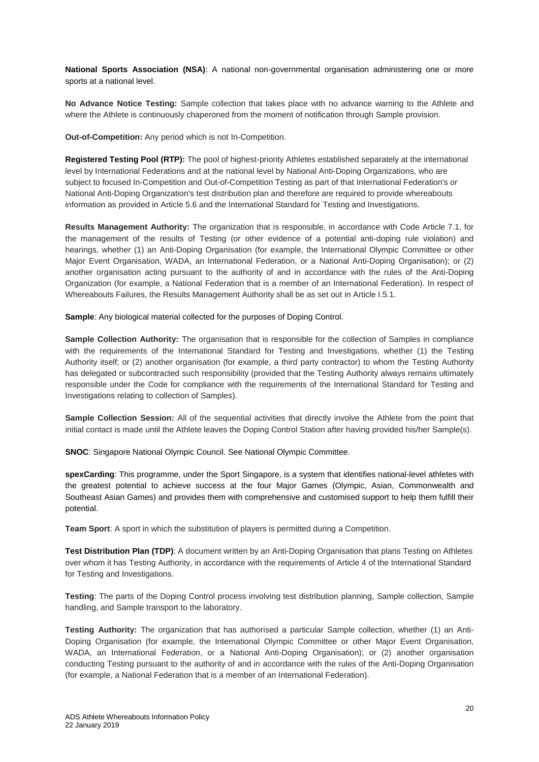**National Sports Association (NSA)**: A national non-governmental organisation administering one or more sports at a national level.

**No Advance Notice Testing:** Sample collection that takes place with no advance warning to the Athlete and where the Athlete is continuously chaperoned from the moment of notification through Sample provision.

**Out-of-Competition:** Any period which is not In-Competition.

**Registered Testing Pool (RTP):** The pool of highest-priority Athletes established separately at the international level by International Federations and at the national level by National Anti-Doping Organizations, who are subject to focused In-Competition and Out-of-Competition Testing as part of that International Federation's or National Anti-Doping Organization's test distribution plan and therefore are required to provide whereabouts information as provided in Article 5.6 and the International Standard for Testing and Investigations.

**Results Management Authority:** The organization that is responsible, in accordance with Code Article 7.1, for the management of the results of Testing (or other evidence of a potential anti-doping rule violation) and hearings, whether (1) an Anti-Doping Organisation (for example, the International Olympic Committee or other Major Event Organisation, WADA, an International Federation, or a National Anti-Doping Organisation); or (2) another organisation acting pursuant to the authority of and in accordance with the rules of the Anti-Doping Organization (for example, a National Federation that is a member of an International Federation). In respect of Whereabouts Failures, the Results Management Authority shall be as set out in Article I.5.1.

**Sample**: Any biological material collected for the purposes of Doping Control.

**Sample Collection Authority:** The organisation that is responsible for the collection of Samples in compliance with the requirements of the International Standard for Testing and Investigations, whether (1) the Testing Authority itself; or (2) another organisation (for example, a third party contractor) to whom the Testing Authority has delegated or subcontracted such responsibility (provided that the Testing Authority always remains ultimately responsible under the Code for compliance with the requirements of the International Standard for Testing and Investigations relating to collection of Samples).

**Sample Collection Session:** All of the sequential activities that directly involve the Athlete from the point that initial contact is made until the Athlete leaves the Doping Control Station after having provided his/her Sample(s).

**SNOC**: Singapore National Olympic Council. See National Olympic Committee.

**spexCarding**: This programme, under the Sport Singapore, is a system that identifies national-level athletes with the greatest potential to achieve success at the four Major Games (Olympic, Asian, Commonwealth and Southeast Asian Games) and provides them with comprehensive and customised support to help them fulfill their potential.

**Team Sport**: A sport in which the substitution of players is permitted during a Competition.

**Test Distribution Plan (TDP)**: A document written by an Anti-Doping Organisation that plans Testing on Athletes over whom it has Testing Authority, in accordance with the requirements of Article 4 of the International Standard for Testing and Investigations.

**Testing**: The parts of the Doping Control process involving test distribution planning, Sample collection, Sample handling, and Sample transport to the laboratory.

**Testing Authority:** The organization that has authorised a particular Sample collection, whether (1) an Anti-Doping Organisation (for example, the International Olympic Committee or other Major Event Organisation, WADA, an International Federation, or a National Anti-Doping Organisation); or (2) another organisation conducting Testing pursuant to the authority of and in accordance with the rules of the Anti-Doping Organisation (for example, a National Federation that is a member of an International Federation).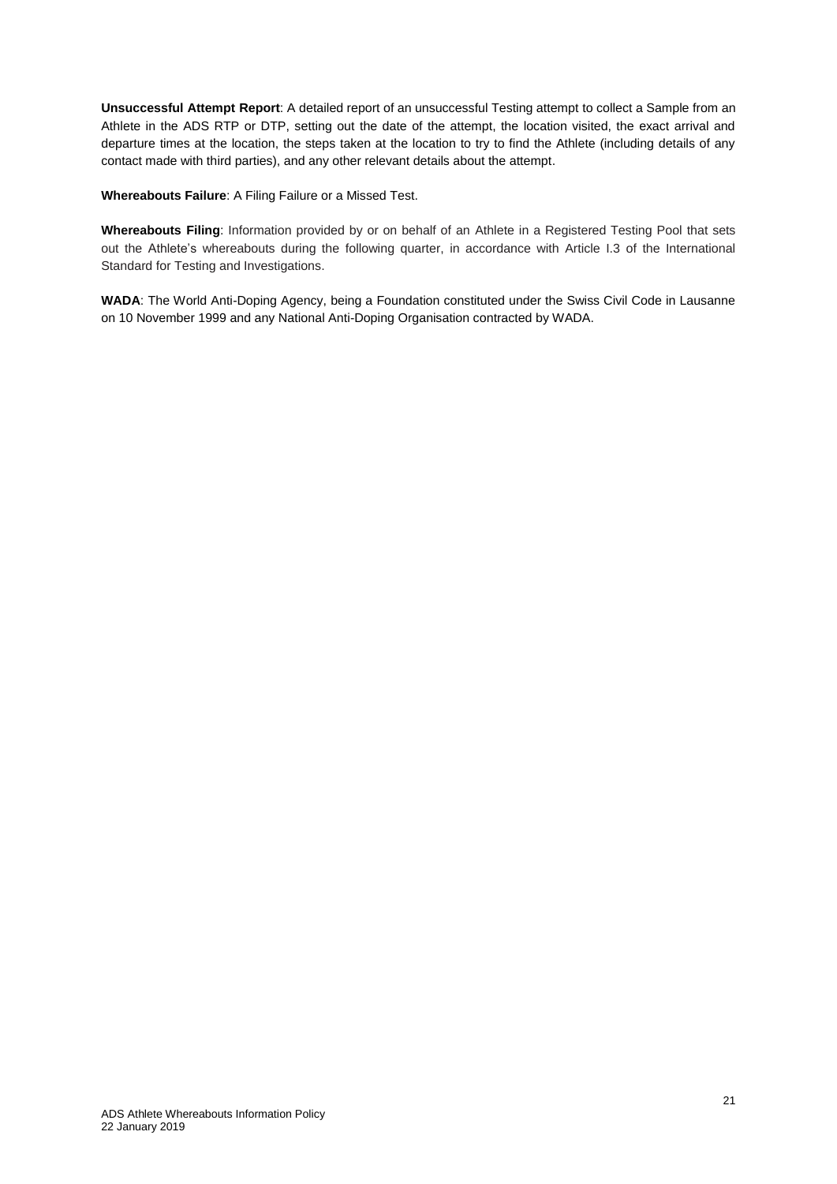**Unsuccessful Attempt Report**: A detailed report of an unsuccessful Testing attempt to collect a Sample from an Athlete in the ADS RTP or DTP, setting out the date of the attempt, the location visited, the exact arrival and departure times at the location, the steps taken at the location to try to find the Athlete (including details of any contact made with third parties), and any other relevant details about the attempt.

**Whereabouts Failure**: A Filing Failure or a Missed Test.

**Whereabouts Filing**: Information provided by or on behalf of an Athlete in a Registered Testing Pool that sets out the Athlete's whereabouts during the following quarter, in accordance with Article I.3 of the International Standard for Testing and Investigations.

**WADA**: The World Anti-Doping Agency, being a Foundation constituted under the Swiss Civil Code in Lausanne on 10 November 1999 and any National Anti-Doping Organisation contracted by WADA.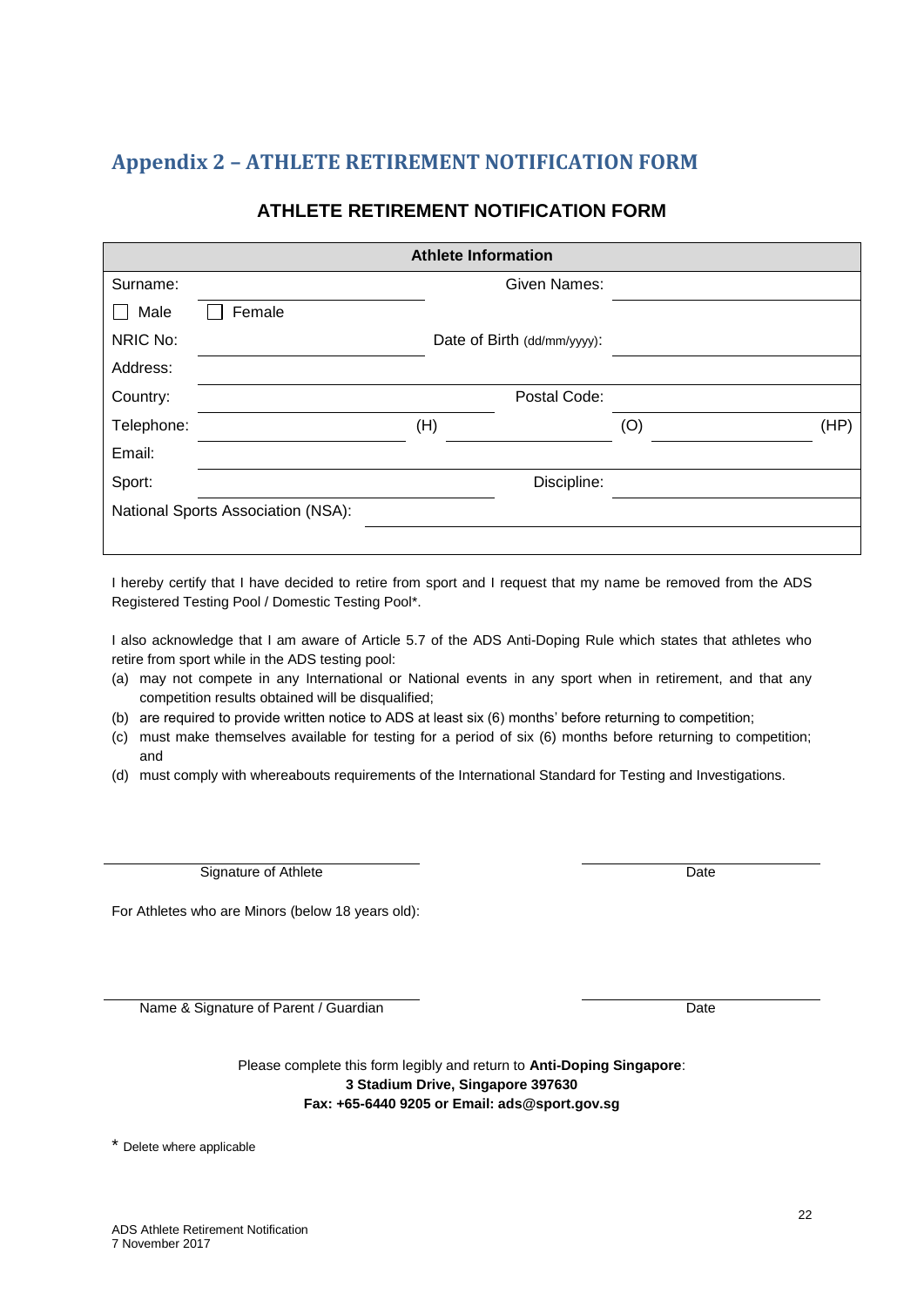## Appendix 2 – ATHLETE RETIREMENT NOTIFICATION FORM

### ATHLETE RETIREMENT NOTIFICATION FORM

| Athlete Information | | | | | |
|---|---|---|---|---|---|
| Surname: | | Given Names: | | | |
| ☐ Male | ☐ Female | | | | |
| NRIC No: | | Date of Birth (dd/mm/yyyy): | | | |
| Address: | | | | | |
| Country: | | Postal Code: | | | |
| Telephone: | (H) | | (O) | | (HP) |
| Email: | | | | | |
| Sport: | | Discipline: | | | |
| National Sports Association (NSA): | | | | | |

I hereby certify that I have decided to retire from sport and I request that my name be removed from the ADS Registered Testing Pool / Domestic Testing Pool*.

I also acknowledge that I am aware of Article 5.7 of the ADS Anti-Doping Rule which states that athletes who retire from sport while in the ADS testing pool:

(a) may not compete in any International or National events in any sport when in retirement, and that any competition results obtained will be disqualified;
(b) are required to provide written notice to ADS at least six (6) months' before returning to competition;
(c) must make themselves available for testing for a period of six (6) months before returning to competition; and
(d) must comply with whereabouts requirements of the International Standard for Testing and Investigations.

Signature of Athlete ____________________ Date ____________________

For Athletes who are Minors (below 18 years old):

Name & Signature of Parent / Guardian ____________________ Date ____________________

Please complete this form legibly and return to **Anti-Doping Singapore**:
**3 Stadium Drive, Singapore 397630**
**Fax: +65-6440 9205 or Email: ads@sport.gov.sg**

\* Delete where applicable

ADS Athlete Retirement Notification
7 November 2017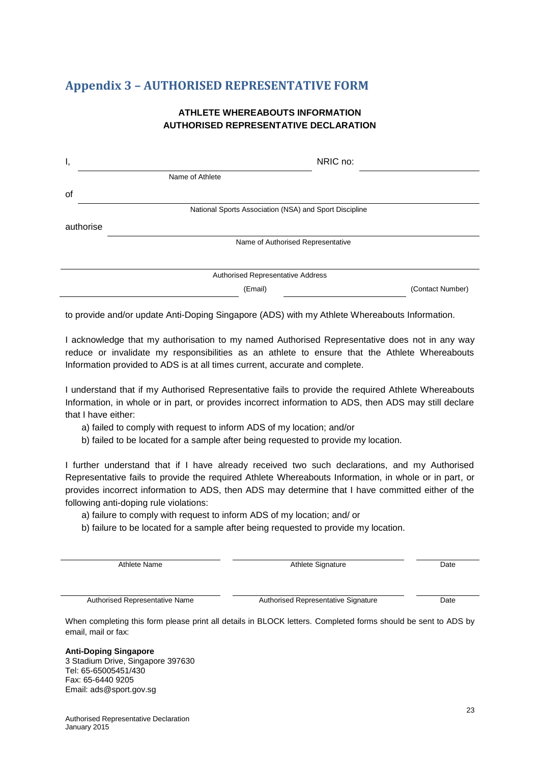## Appendix 3 – AUTHORISED REPRESENTATIVE FORM

**ATHLETE WHEREABOUTS INFORMATION**
**AUTHORISED REPRESENTATIVE DECLARATION**

I, ______________________________ NRIC no: ____________________
Name of Athlete

of ____________________________________________________________
National Sports Association (NSA) and Sport Discipline

authorise ______________________________________________________
Name of Authorised Representative

________________________________________________________________
Authorised Representative Address

____________________ (Email) ____________________ (Contact Number)

to provide and/or update Anti-Doping Singapore (ADS) with my Athlete Whereabouts Information.

I acknowledge that my authorisation to my named Authorised Representative does not in any way reduce or invalidate my responsibilities as an athlete to ensure that the Athlete Whereabouts Information provided to ADS is at all times current, accurate and complete.

I understand that if my Authorised Representative fails to provide the required Athlete Whereabouts Information, in whole or in part, or provides incorrect information to ADS, then ADS may still declare that I have either:

a) failed to comply with request to inform ADS of my location; and/or
b) failed to be located for a sample after being requested to provide my location.

I further understand that if I have already received two such declarations, and my Authorised Representative fails to provide the required Athlete Whereabouts Information, in whole or in part, or provides incorrect information to ADS, then ADS may determine that I have committed either of the following anti-doping rule violations:

a) failure to comply with request to inform ADS of my location; and/ or
b) failure to be located for a sample after being requested to provide my location.

| Athlete Name | Athlete Signature | Date |
|---|---|---|
| | | |

| Authorised Representative Name | Authorised Representative Signature | Date |
|---|---|---|
| | | |

When completing this form please print all details in BLOCK letters. Completed forms should be sent to ADS by email, mail or fax:

**Anti-Doping Singapore**
3 Stadium Drive, Singapore 397630
Tel: 65-65005451/430
Fax: 65-6440 9205
Email: ads@sport.gov.sg

Authorised Representative Declaration
January 2015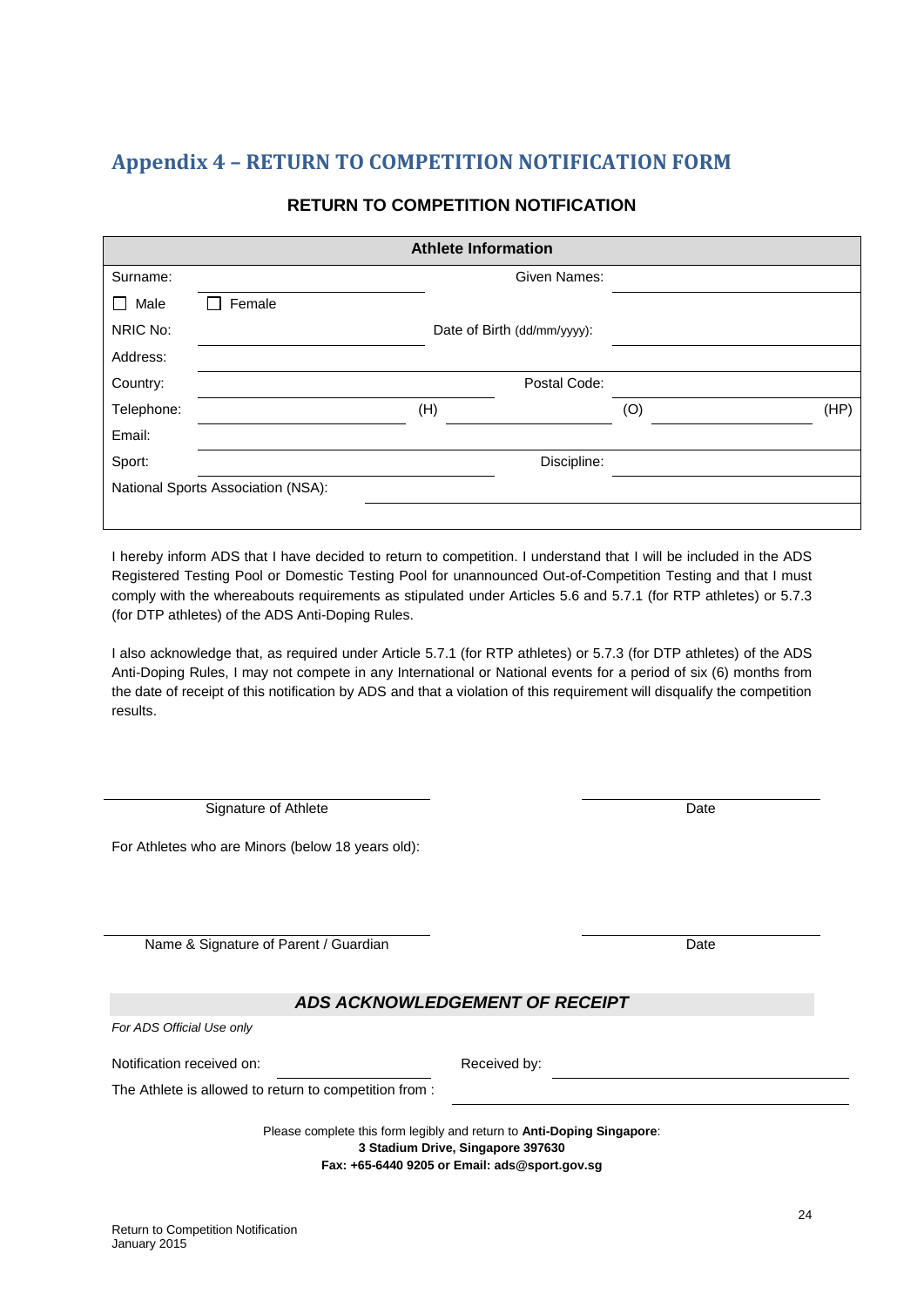## Appendix 4 – RETURN TO COMPETITION NOTIFICATION FORM

### RETURN TO COMPETITION NOTIFICATION

| Athlete Information | | | |
|---|---|---|---|
| Surname: | | Given Names: | |
| ☐ Male | ☐ Female | | |
| NRIC No: | | Date of Birth (dd/mm/yyyy): | |
| Address: | | | |
| Country: | | Postal Code: | |
| Telephone: | (H) | (O) | (HP) |
| Email: | | | |
| Sport: | | Discipline: | |
| National Sports Association (NSA): | | | |

I hereby inform ADS that I have decided to return to competition. I understand that I will be included in the ADS Registered Testing Pool or Domestic Testing Pool for unannounced Out-of-Competition Testing and that I must comply with the whereabouts requirements as stipulated under Articles 5.6 and 5.7.1 (for RTP athletes) or 5.7.3 (for DTP athletes) of the ADS Anti-Doping Rules.

I also acknowledge that, as required under Article 5.7.1 (for RTP athletes) or 5.7.3 (for DTP athletes) of the ADS Anti-Doping Rules, I may not compete in any International or National events for a period of six (6) months from the date of receipt of this notification by ADS and that a violation of this requirement will disqualify the competition results.

\_\_\_\_\_\_\_\_\_\_\_\_\_\_\_\_\_\_\_\_\_\_\_\_\_\_\_\_ Signature of Athlete &nbsp;&nbsp;&nbsp;&nbsp; \_\_\_\_\_\_\_\_\_\_\_\_\_\_\_\_ Date

For Athletes who are Minors (below 18 years old):

\_\_\_\_\_\_\_\_\_\_\_\_\_\_\_\_\_\_\_\_\_\_\_\_\_\_\_\_ Name & Signature of Parent / Guardian &nbsp;&nbsp;&nbsp;&nbsp; \_\_\_\_\_\_\_\_\_\_\_\_\_\_\_\_ Date

### *ADS ACKNOWLEDGEMENT OF RECEIPT*

*For ADS Official Use only*

Notification received on: \_\_\_\_\_\_\_\_\_\_\_\_\_\_\_\_ Received by: \_\_\_\_\_\_\_\_\_\_\_\_\_\_\_\_\_\_\_\_\_\_\_\_

The Athlete is allowed to return to competition from : \_\_\_\_\_\_\_\_\_\_\_\_\_\_\_\_\_\_\_\_\_\_\_\_

Please complete this form legibly and return to **Anti-Doping Singapore**:
**3 Stadium Drive, Singapore 397630**
**Fax: +65-6440 9205 or Email: ads@sport.gov.sg**

Return to Competition Notification
January 2015